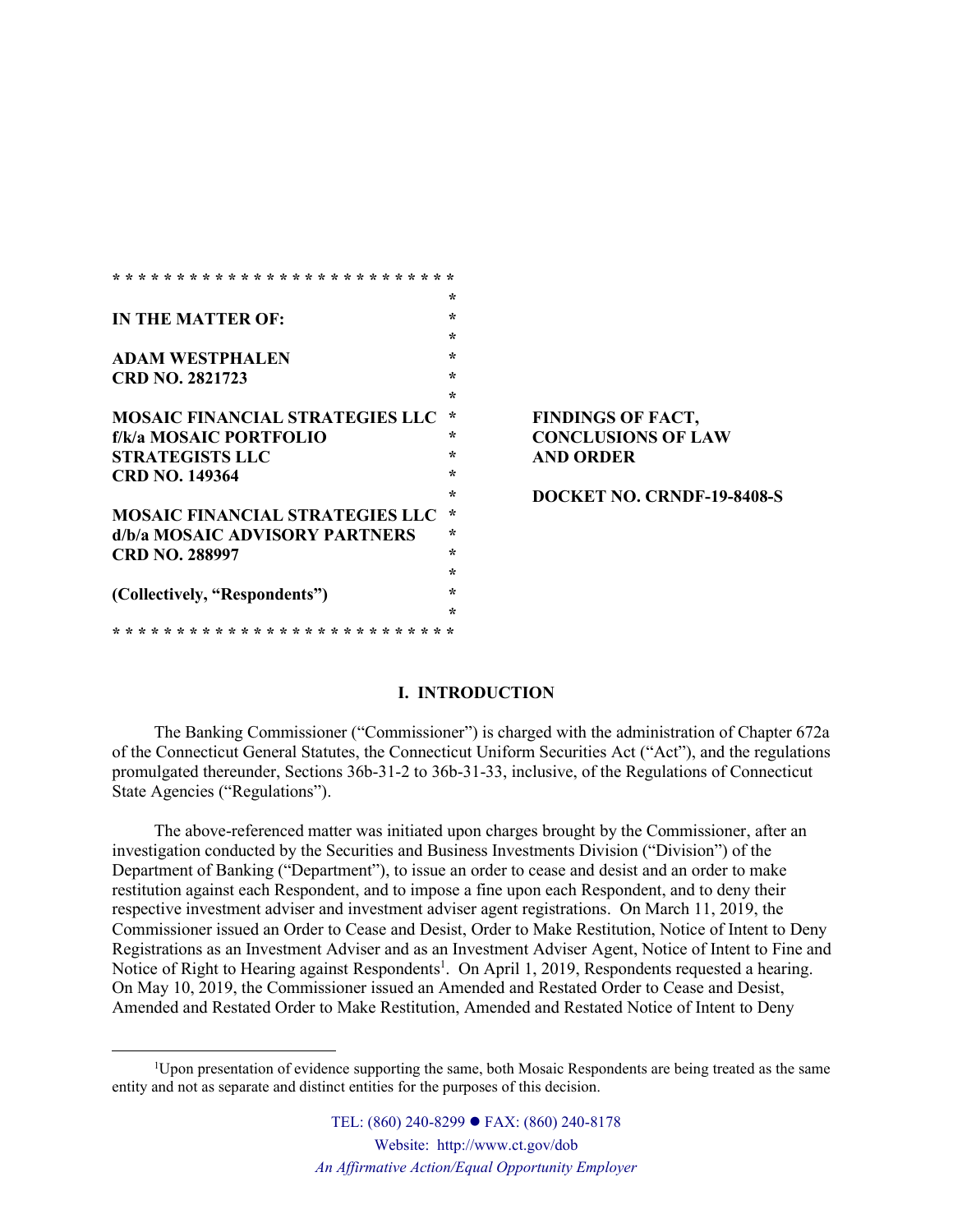* * * * * * * * * * * * * * * * * * * * * * * * * * *

**IN THE MATTER OF:**

**ADAM WESTPHALEN**
**CRD NO. 2821723**

**MOSAIC FINANCIAL STRATEGIES LLC**
**f/k/a MOSAIC PORTFOLIO STRATEGISTS LLC**
**CRD NO. 149364**

**MOSAIC FINANCIAL STRATEGIES LLC**
**d/b/a MOSAIC ADVISORY PARTNERS**
**CRD NO. 288997**

**(Collectively, "Respondents")**

* * * * * * * * * * * * * * * * * * * * * * * * * * *

**FINDINGS OF FACT, CONCLUSIONS OF LAW AND ORDER**

**DOCKET NO. CRNDF-19-8408-S**

## I. INTRODUCTION

The Banking Commissioner ("Commissioner") is charged with the administration of Chapter 672a of the Connecticut General Statutes, the Connecticut Uniform Securities Act ("Act"), and the regulations promulgated thereunder, Sections 36b-31-2 to 36b-31-33, inclusive, of the Regulations of Connecticut State Agencies ("Regulations").

The above-referenced matter was initiated upon charges brought by the Commissioner, after an investigation conducted by the Securities and Business Investments Division ("Division") of the Department of Banking ("Department"), to issue an order to cease and desist and an order to make restitution against each Respondent, and to impose a fine upon each Respondent, and to deny their respective investment adviser and investment adviser agent registrations. On March 11, 2019, the Commissioner issued an Order to Cease and Desist, Order to Make Restitution, Notice of Intent to Deny Registrations as an Investment Adviser and as an Investment Adviser Agent, Notice of Intent to Fine and Notice of Right to Hearing against Respondents[1]. On April 1, 2019, Respondents requested a hearing. On May 10, 2019, the Commissioner issued an Amended and Restated Order to Cease and Desist, Amended and Restated Order to Make Restitution, Amended and Restated Notice of Intent to Deny

[1]Upon presentation of evidence supporting the same, both Mosaic Respondents are being treated as the same entity and not as separate and distinct entities for the purposes of this decision.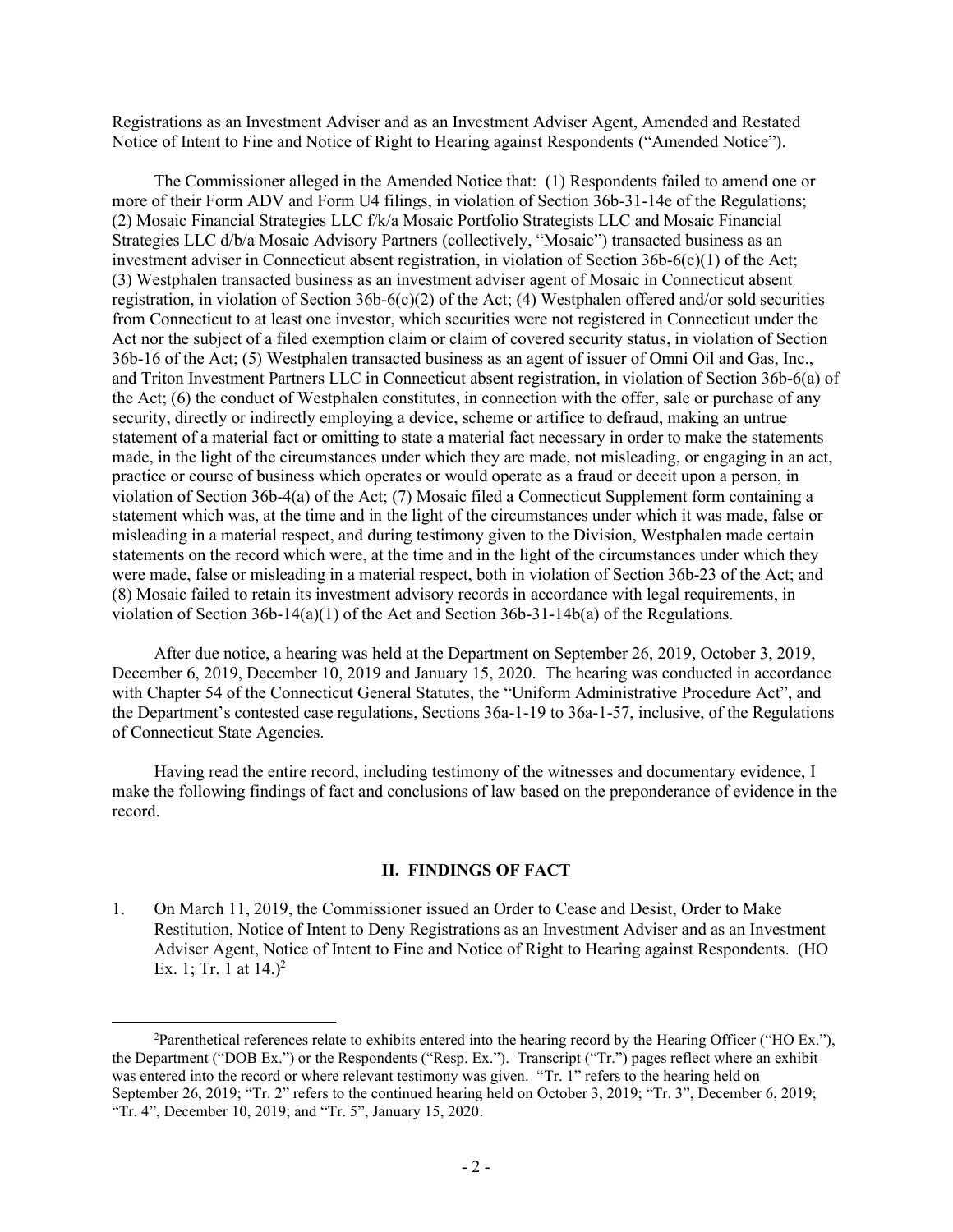Registrations as an Investment Adviser and as an Investment Adviser Agent, Amended and Restated Notice of Intent to Fine and Notice of Right to Hearing against Respondents ("Amended Notice").

The Commissioner alleged in the Amended Notice that: (1) Respondents failed to amend one or more of their Form ADV and Form U4 filings, in violation of Section 36b-31-14e of the Regulations; (2) Mosaic Financial Strategies LLC f/k/a Mosaic Portfolio Strategists LLC and Mosaic Financial Strategies LLC d/b/a Mosaic Advisory Partners (collectively, "Mosaic") transacted business as an investment adviser in Connecticut absent registration, in violation of Section 36b-6(c)(1) of the Act; (3) Westphalen transacted business as an investment adviser agent of Mosaic in Connecticut absent registration, in violation of Section 36b-6(c)(2) of the Act; (4) Westphalen offered and/or sold securities from Connecticut to at least one investor, which securities were not registered in Connecticut under the Act nor the subject of a filed exemption claim or claim of covered security status, in violation of Section 36b-16 of the Act; (5) Westphalen transacted business as an agent of issuer of Omni Oil and Gas, Inc., and Triton Investment Partners LLC in Connecticut absent registration, in violation of Section 36b-6(a) of the Act; (6) the conduct of Westphalen constitutes, in connection with the offer, sale or purchase of any security, directly or indirectly employing a device, scheme or artifice to defraud, making an untrue statement of a material fact or omitting to state a material fact necessary in order to make the statements made, in the light of the circumstances under which they are made, not misleading, or engaging in an act, practice or course of business which operates or would operate as a fraud or deceit upon a person, in violation of Section 36b-4(a) of the Act; (7) Mosaic filed a Connecticut Supplement form containing a statement which was, at the time and in the light of the circumstances under which it was made, false or misleading in a material respect, and during testimony given to the Division, Westphalen made certain statements on the record which were, at the time and in the light of the circumstances under which they were made, false or misleading in a material respect, both in violation of Section 36b-23 of the Act; and (8) Mosaic failed to retain its investment advisory records in accordance with legal requirements, in violation of Section 36b-14(a)(1) of the Act and Section 36b-31-14b(a) of the Regulations.

After due notice, a hearing was held at the Department on September 26, 2019, October 3, 2019, December 6, 2019, December 10, 2019 and January 15, 2020. The hearing was conducted in accordance with Chapter 54 of the Connecticut General Statutes, the "Uniform Administrative Procedure Act", and the Department's contested case regulations, Sections 36a-1-19 to 36a-1-57, inclusive, of the Regulations of Connecticut State Agencies.

Having read the entire record, including testimony of the witnesses and documentary evidence, I make the following findings of fact and conclusions of law based on the preponderance of evidence in the record.

## II. FINDINGS OF FACT

1. On March 11, 2019, the Commissioner issued an Order to Cease and Desist, Order to Make Restitution, Notice of Intent to Deny Registrations as an Investment Adviser and as an Investment Adviser Agent, Notice of Intent to Fine and Notice of Right to Hearing against Respondents. (HO Ex. 1; Tr. 1 at 14.)[2]

[2]Parenthetical references relate to exhibits entered into the hearing record by the Hearing Officer ("HO Ex."), the Department ("DOB Ex.") or the Respondents ("Resp. Ex."). Transcript ("Tr.") pages reflect where an exhibit was entered into the record or where relevant testimony was given. "Tr. 1" refers to the hearing held on September 26, 2019; "Tr. 2" refers to the continued hearing held on October 3, 2019; "Tr. 3", December 6, 2019; "Tr. 4", December 10, 2019; and "Tr. 5", January 15, 2020.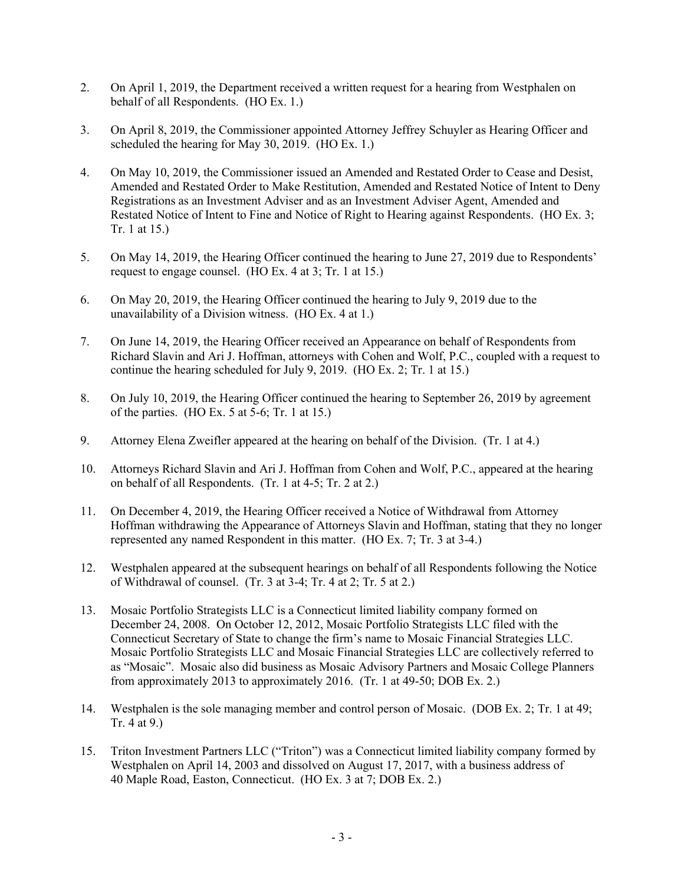2. On April 1, 2019, the Department received a written request for a hearing from Westphalen on behalf of all Respondents. (HO Ex. 1.)

3. On April 8, 2019, the Commissioner appointed Attorney Jeffrey Schuyler as Hearing Officer and scheduled the hearing for May 30, 2019. (HO Ex. 1.)

4. On May 10, 2019, the Commissioner issued an Amended and Restated Order to Cease and Desist, Amended and Restated Order to Make Restitution, Amended and Restated Notice of Intent to Deny Registrations as an Investment Adviser and as an Investment Adviser Agent, Amended and Restated Notice of Intent to Fine and Notice of Right to Hearing against Respondents. (HO Ex. 3; Tr. 1 at 15.)

5. On May 14, 2019, the Hearing Officer continued the hearing to June 27, 2019 due to Respondents' request to engage counsel. (HO Ex. 4 at 3; Tr. 1 at 15.)

6. On May 20, 2019, the Hearing Officer continued the hearing to July 9, 2019 due to the unavailability of a Division witness. (HO Ex. 4 at 1.)

7. On June 14, 2019, the Hearing Officer received an Appearance on behalf of Respondents from Richard Slavin and Ari J. Hoffman, attorneys with Cohen and Wolf, P.C., coupled with a request to continue the hearing scheduled for July 9, 2019. (HO Ex. 2; Tr. 1 at 15.)

8. On July 10, 2019, the Hearing Officer continued the hearing to September 26, 2019 by agreement of the parties. (HO Ex. 5 at 5-6; Tr. 1 at 15.)

9. Attorney Elena Zweifler appeared at the hearing on behalf of the Division. (Tr. 1 at 4.)

10. Attorneys Richard Slavin and Ari J. Hoffman from Cohen and Wolf, P.C., appeared at the hearing on behalf of all Respondents. (Tr. 1 at 4-5; Tr. 2 at 2.)

11. On December 4, 2019, the Hearing Officer received a Notice of Withdrawal from Attorney Hoffman withdrawing the Appearance of Attorneys Slavin and Hoffman, stating that they no longer represented any named Respondent in this matter. (HO Ex. 7; Tr. 3 at 3-4.)

12. Westphalen appeared at the subsequent hearings on behalf of all Respondents following the Notice of Withdrawal of counsel. (Tr. 3 at 3-4; Tr. 4 at 2; Tr. 5 at 2.)

13. Mosaic Portfolio Strategists LLC is a Connecticut limited liability company formed on December 24, 2008. On October 12, 2012, Mosaic Portfolio Strategists LLC filed with the Connecticut Secretary of State to change the firm's name to Mosaic Financial Strategies LLC. Mosaic Portfolio Strategists LLC and Mosaic Financial Strategies LLC are collectively referred to as "Mosaic". Mosaic also did business as Mosaic Advisory Partners and Mosaic College Planners from approximately 2013 to approximately 2016. (Tr. 1 at 49-50; DOB Ex. 2.)

14. Westphalen is the sole managing member and control person of Mosaic. (DOB Ex. 2; Tr. 1 at 49; Tr. 4 at 9.)

15. Triton Investment Partners LLC ("Triton") was a Connecticut limited liability company formed by Westphalen on April 14, 2003 and dissolved on August 17, 2017, with a business address of 40 Maple Road, Easton, Connecticut. (HO Ex. 3 at 7; DOB Ex. 2.)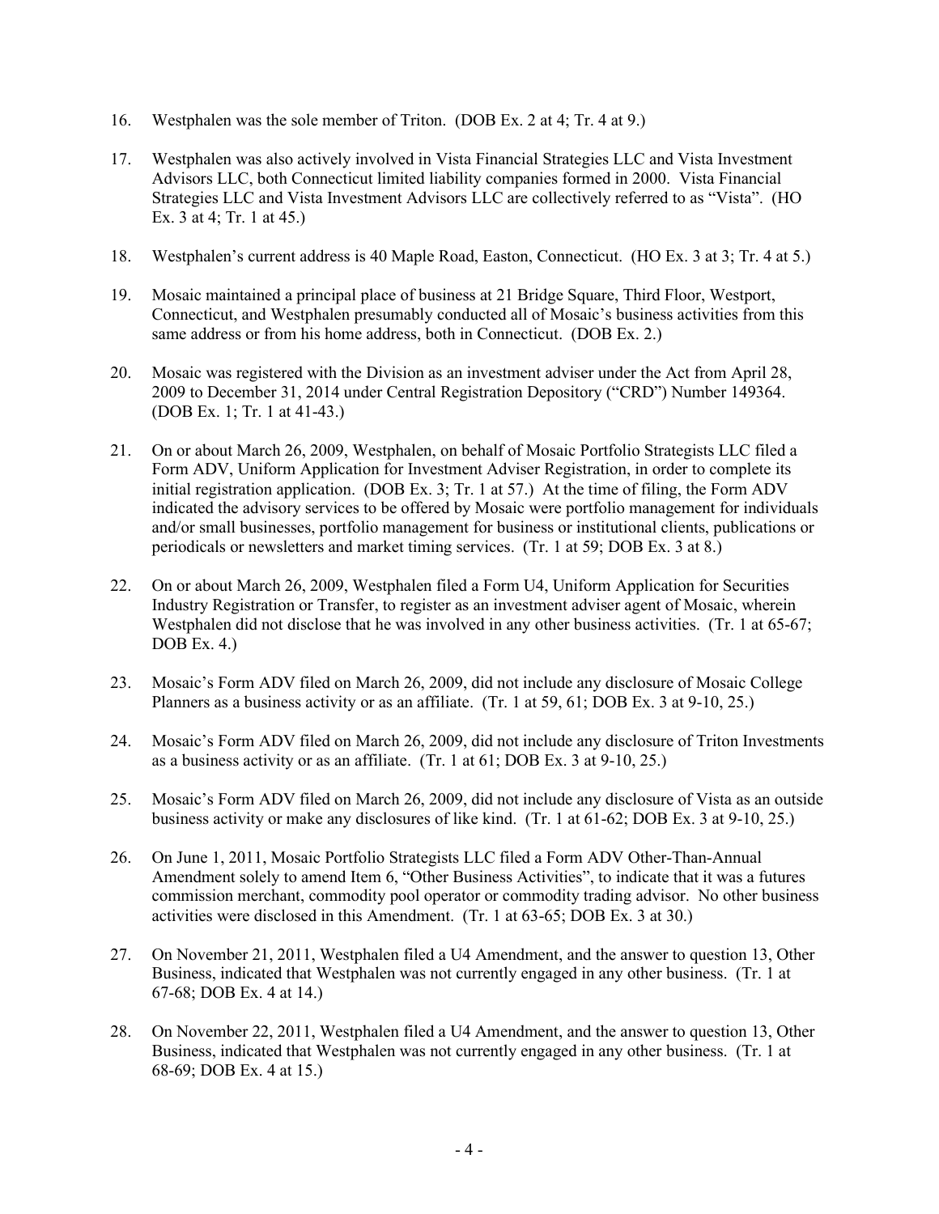16. Westphalen was the sole member of Triton. (DOB Ex. 2 at 4; Tr. 4 at 9.)

17. Westphalen was also actively involved in Vista Financial Strategies LLC and Vista Investment Advisors LLC, both Connecticut limited liability companies formed in 2000. Vista Financial Strategies LLC and Vista Investment Advisors LLC are collectively referred to as "Vista". (HO Ex. 3 at 4; Tr. 1 at 45.)

18. Westphalen's current address is 40 Maple Road, Easton, Connecticut. (HO Ex. 3 at 3; Tr. 4 at 5.)

19. Mosaic maintained a principal place of business at 21 Bridge Square, Third Floor, Westport, Connecticut, and Westphalen presumably conducted all of Mosaic's business activities from this same address or from his home address, both in Connecticut. (DOB Ex. 2.)

20. Mosaic was registered with the Division as an investment adviser under the Act from April 28, 2009 to December 31, 2014 under Central Registration Depository ("CRD") Number 149364. (DOB Ex. 1; Tr. 1 at 41-43.)

21. On or about March 26, 2009, Westphalen, on behalf of Mosaic Portfolio Strategists LLC filed a Form ADV, Uniform Application for Investment Adviser Registration, in order to complete its initial registration application. (DOB Ex. 3; Tr. 1 at 57.) At the time of filing, the Form ADV indicated the advisory services to be offered by Mosaic were portfolio management for individuals and/or small businesses, portfolio management for business or institutional clients, publications or periodicals or newsletters and market timing services. (Tr. 1 at 59; DOB Ex. 3 at 8.)

22. On or about March 26, 2009, Westphalen filed a Form U4, Uniform Application for Securities Industry Registration or Transfer, to register as an investment adviser agent of Mosaic, wherein Westphalen did not disclose that he was involved in any other business activities. (Tr. 1 at 65-67; DOB Ex. 4.)

23. Mosaic's Form ADV filed on March 26, 2009, did not include any disclosure of Mosaic College Planners as a business activity or as an affiliate. (Tr. 1 at 59, 61; DOB Ex. 3 at 9-10, 25.)

24. Mosaic's Form ADV filed on March 26, 2009, did not include any disclosure of Triton Investments as a business activity or as an affiliate. (Tr. 1 at 61; DOB Ex. 3 at 9-10, 25.)

25. Mosaic's Form ADV filed on March 26, 2009, did not include any disclosure of Vista as an outside business activity or make any disclosures of like kind. (Tr. 1 at 61-62; DOB Ex. 3 at 9-10, 25.)

26. On June 1, 2011, Mosaic Portfolio Strategists LLC filed a Form ADV Other-Than-Annual Amendment solely to amend Item 6, "Other Business Activities", to indicate that it was a futures commission merchant, commodity pool operator or commodity trading advisor. No other business activities were disclosed in this Amendment. (Tr. 1 at 63-65; DOB Ex. 3 at 30.)

27. On November 21, 2011, Westphalen filed a U4 Amendment, and the answer to question 13, Other Business, indicated that Westphalen was not currently engaged in any other business. (Tr. 1 at 67-68; DOB Ex. 4 at 14.)

28. On November 22, 2011, Westphalen filed a U4 Amendment, and the answer to question 13, Other Business, indicated that Westphalen was not currently engaged in any other business. (Tr. 1 at 68-69; DOB Ex. 4 at 15.)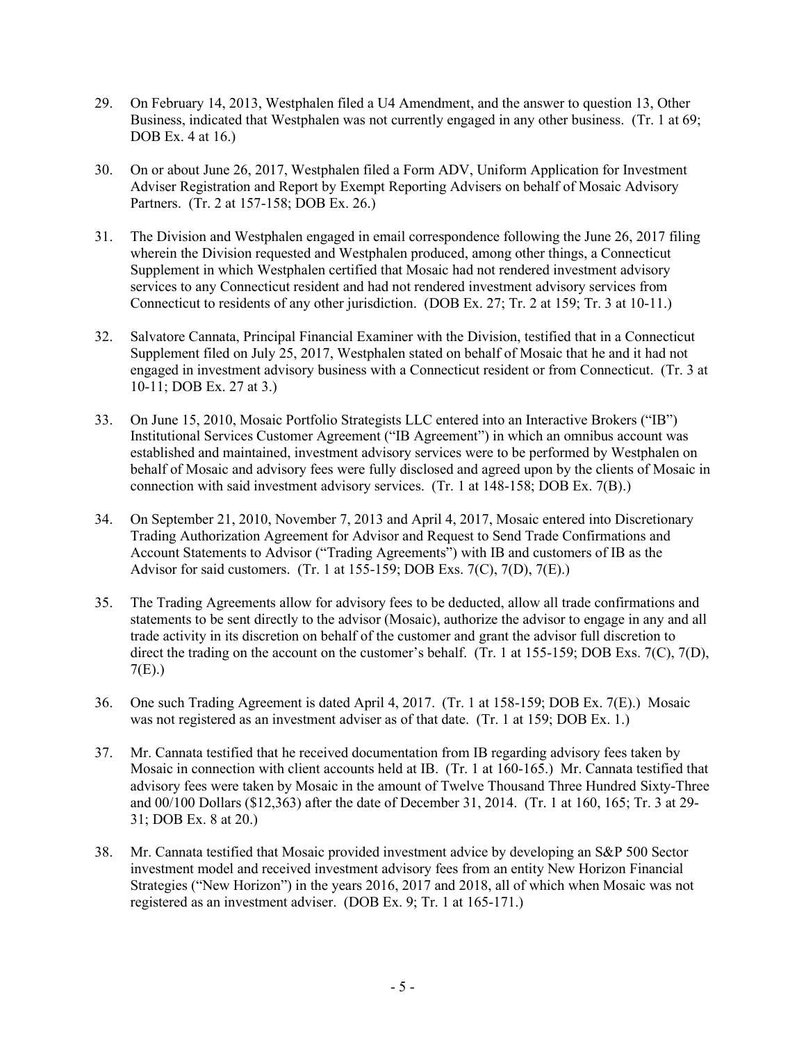29. On February 14, 2013, Westphalen filed a U4 Amendment, and the answer to question 13, Other Business, indicated that Westphalen was not currently engaged in any other business. (Tr. 1 at 69; DOB Ex. 4 at 16.)

30. On or about June 26, 2017, Westphalen filed a Form ADV, Uniform Application for Investment Adviser Registration and Report by Exempt Reporting Advisers on behalf of Mosaic Advisory Partners. (Tr. 2 at 157-158; DOB Ex. 26.)

31. The Division and Westphalen engaged in email correspondence following the June 26, 2017 filing wherein the Division requested and Westphalen produced, among other things, a Connecticut Supplement in which Westphalen certified that Mosaic had not rendered investment advisory services to any Connecticut resident and had not rendered investment advisory services from Connecticut to residents of any other jurisdiction. (DOB Ex. 27; Tr. 2 at 159; Tr. 3 at 10-11.)

32. Salvatore Cannata, Principal Financial Examiner with the Division, testified that in a Connecticut Supplement filed on July 25, 2017, Westphalen stated on behalf of Mosaic that he and it had not engaged in investment advisory business with a Connecticut resident or from Connecticut. (Tr. 3 at 10-11; DOB Ex. 27 at 3.)

33. On June 15, 2010, Mosaic Portfolio Strategists LLC entered into an Interactive Brokers ("IB") Institutional Services Customer Agreement ("IB Agreement") in which an omnibus account was established and maintained, investment advisory services were to be performed by Westphalen on behalf of Mosaic and advisory fees were fully disclosed and agreed upon by the clients of Mosaic in connection with said investment advisory services. (Tr. 1 at 148-158; DOB Ex. 7(B).)

34. On September 21, 2010, November 7, 2013 and April 4, 2017, Mosaic entered into Discretionary Trading Authorization Agreement for Advisor and Request to Send Trade Confirmations and Account Statements to Advisor ("Trading Agreements") with IB and customers of IB as the Advisor for said customers. (Tr. 1 at 155-159; DOB Exs. 7(C), 7(D), 7(E).)

35. The Trading Agreements allow for advisory fees to be deducted, allow all trade confirmations and statements to be sent directly to the advisor (Mosaic), authorize the advisor to engage in any and all trade activity in its discretion on behalf of the customer and grant the advisor full discretion to direct the trading on the account on the customer's behalf. (Tr. 1 at 155-159; DOB Exs. 7(C), 7(D), 7(E).)

36. One such Trading Agreement is dated April 4, 2017. (Tr. 1 at 158-159; DOB Ex. 7(E).) Mosaic was not registered as an investment adviser as of that date. (Tr. 1 at 159; DOB Ex. 1.)

37. Mr. Cannata testified that he received documentation from IB regarding advisory fees taken by Mosaic in connection with client accounts held at IB. (Tr. 1 at 160-165.) Mr. Cannata testified that advisory fees were taken by Mosaic in the amount of Twelve Thousand Three Hundred Sixty-Three and 00/100 Dollars ($12,363) after the date of December 31, 2014. (Tr. 1 at 160, 165; Tr. 3 at 29-31; DOB Ex. 8 at 20.)

38. Mr. Cannata testified that Mosaic provided investment advice by developing an S&P 500 Sector investment model and received investment advisory fees from an entity New Horizon Financial Strategies ("New Horizon") in the years 2016, 2017 and 2018, all of which when Mosaic was not registered as an investment adviser. (DOB Ex. 9; Tr. 1 at 165-171.)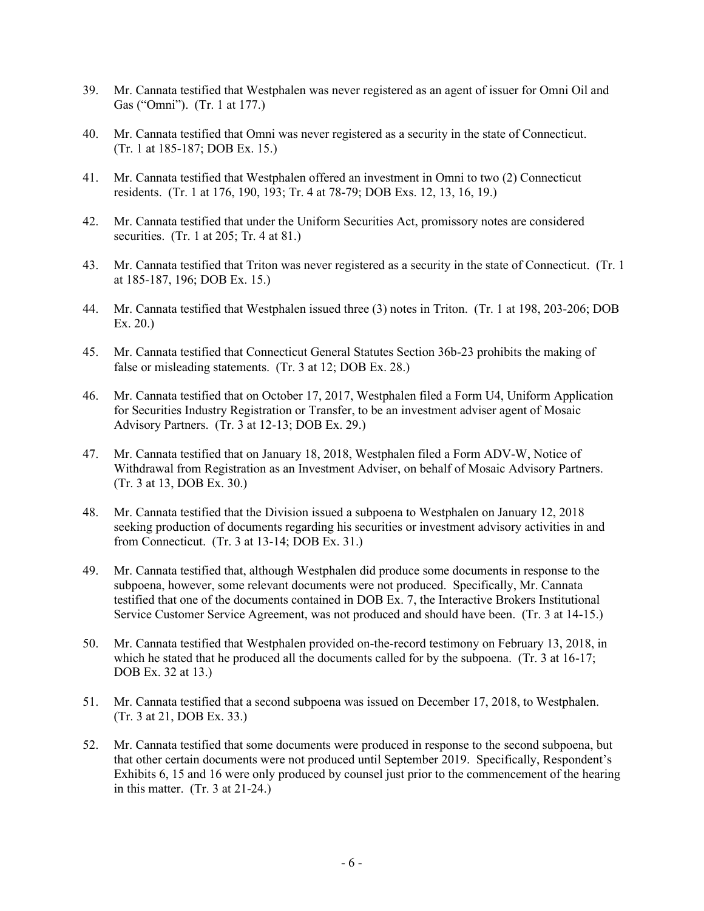39. Mr. Cannata testified that Westphalen was never registered as an agent of issuer for Omni Oil and Gas ("Omni"). (Tr. 1 at 177.)

40. Mr. Cannata testified that Omni was never registered as a security in the state of Connecticut. (Tr. 1 at 185-187; DOB Ex. 15.)

41. Mr. Cannata testified that Westphalen offered an investment in Omni to two (2) Connecticut residents. (Tr. 1 at 176, 190, 193; Tr. 4 at 78-79; DOB Exs. 12, 13, 16, 19.)

42. Mr. Cannata testified that under the Uniform Securities Act, promissory notes are considered securities. (Tr. 1 at 205; Tr. 4 at 81.)

43. Mr. Cannata testified that Triton was never registered as a security in the state of Connecticut. (Tr. 1 at 185-187, 196; DOB Ex. 15.)

44. Mr. Cannata testified that Westphalen issued three (3) notes in Triton. (Tr. 1 at 198, 203-206; DOB Ex. 20.)

45. Mr. Cannata testified that Connecticut General Statutes Section 36b-23 prohibits the making of false or misleading statements. (Tr. 3 at 12; DOB Ex. 28.)

46. Mr. Cannata testified that on October 17, 2017, Westphalen filed a Form U4, Uniform Application for Securities Industry Registration or Transfer, to be an investment adviser agent of Mosaic Advisory Partners. (Tr. 3 at 12-13; DOB Ex. 29.)

47. Mr. Cannata testified that on January 18, 2018, Westphalen filed a Form ADV-W, Notice of Withdrawal from Registration as an Investment Adviser, on behalf of Mosaic Advisory Partners. (Tr. 3 at 13, DOB Ex. 30.)

48. Mr. Cannata testified that the Division issued a subpoena to Westphalen on January 12, 2018 seeking production of documents regarding his securities or investment advisory activities in and from Connecticut. (Tr. 3 at 13-14; DOB Ex. 31.)

49. Mr. Cannata testified that, although Westphalen did produce some documents in response to the subpoena, however, some relevant documents were not produced. Specifically, Mr. Cannata testified that one of the documents contained in DOB Ex. 7, the Interactive Brokers Institutional Service Customer Service Agreement, was not produced and should have been. (Tr. 3 at 14-15.)

50. Mr. Cannata testified that Westphalen provided on-the-record testimony on February 13, 2018, in which he stated that he produced all the documents called for by the subpoena. (Tr. 3 at 16-17; DOB Ex. 32 at 13.)

51. Mr. Cannata testified that a second subpoena was issued on December 17, 2018, to Westphalen. (Tr. 3 at 21, DOB Ex. 33.)

52. Mr. Cannata testified that some documents were produced in response to the second subpoena, but that other certain documents were not produced until September 2019. Specifically, Respondent's Exhibits 6, 15 and 16 were only produced by counsel just prior to the commencement of the hearing in this matter. (Tr. 3 at 21-24.)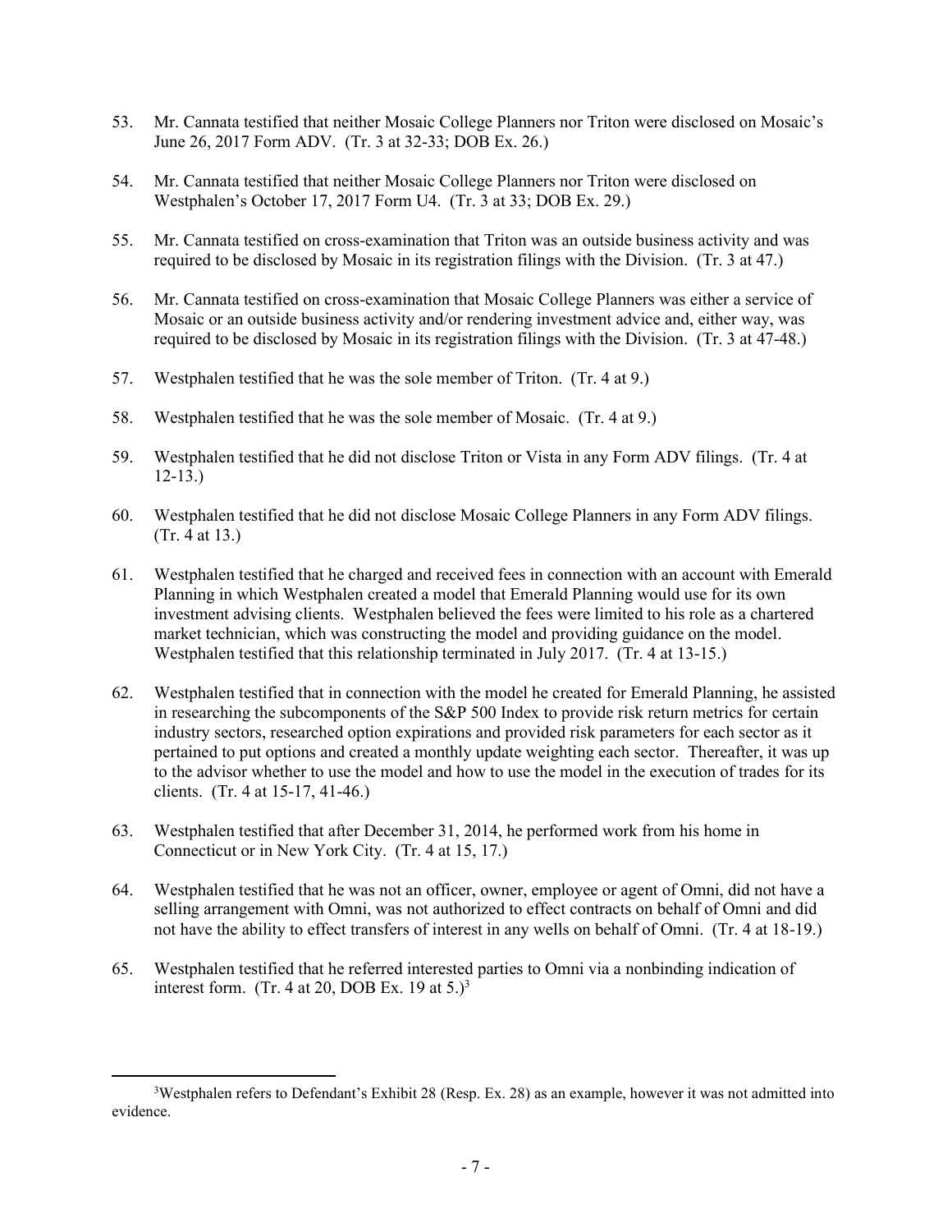53. Mr. Cannata testified that neither Mosaic College Planners nor Triton were disclosed on Mosaic's June 26, 2017 Form ADV. (Tr. 3 at 32-33; DOB Ex. 26.)

54. Mr. Cannata testified that neither Mosaic College Planners nor Triton were disclosed on Westphalen's October 17, 2017 Form U4. (Tr. 3 at 33; DOB Ex. 29.)

55. Mr. Cannata testified on cross-examination that Triton was an outside business activity and was required to be disclosed by Mosaic in its registration filings with the Division. (Tr. 3 at 47.)

56. Mr. Cannata testified on cross-examination that Mosaic College Planners was either a service of Mosaic or an outside business activity and/or rendering investment advice and, either way, was required to be disclosed by Mosaic in its registration filings with the Division. (Tr. 3 at 47-48.)

57. Westphalen testified that he was the sole member of Triton. (Tr. 4 at 9.)

58. Westphalen testified that he was the sole member of Mosaic. (Tr. 4 at 9.)

59. Westphalen testified that he did not disclose Triton or Vista in any Form ADV filings. (Tr. 4 at 12-13.)

60. Westphalen testified that he did not disclose Mosaic College Planners in any Form ADV filings. (Tr. 4 at 13.)

61. Westphalen testified that he charged and received fees in connection with an account with Emerald Planning in which Westphalen created a model that Emerald Planning would use for its own investment advising clients. Westphalen believed the fees were limited to his role as a chartered market technician, which was constructing the model and providing guidance on the model. Westphalen testified that this relationship terminated in July 2017. (Tr. 4 at 13-15.)

62. Westphalen testified that in connection with the model he created for Emerald Planning, he assisted in researching the subcomponents of the S&P 500 Index to provide risk return metrics for certain industry sectors, researched option expirations and provided risk parameters for each sector as it pertained to put options and created a monthly update weighting each sector. Thereafter, it was up to the advisor whether to use the model and how to use the model in the execution of trades for its clients. (Tr. 4 at 15-17, 41-46.)

63. Westphalen testified that after December 31, 2014, he performed work from his home in Connecticut or in New York City. (Tr. 4 at 15, 17.)

64. Westphalen testified that he was not an officer, owner, employee or agent of Omni, did not have a selling arrangement with Omni, was not authorized to effect contracts on behalf of Omni and did not have the ability to effect transfers of interest in any wells on behalf of Omni. (Tr. 4 at 18-19.)

65. Westphalen testified that he referred interested parties to Omni via a nonbinding indication of interest form. (Tr. 4 at 20, DOB Ex. 19 at 5.)[3]

---

[3] Westphalen refers to Defendant's Exhibit 28 (Resp. Ex. 28) as an example, however it was not admitted into evidence.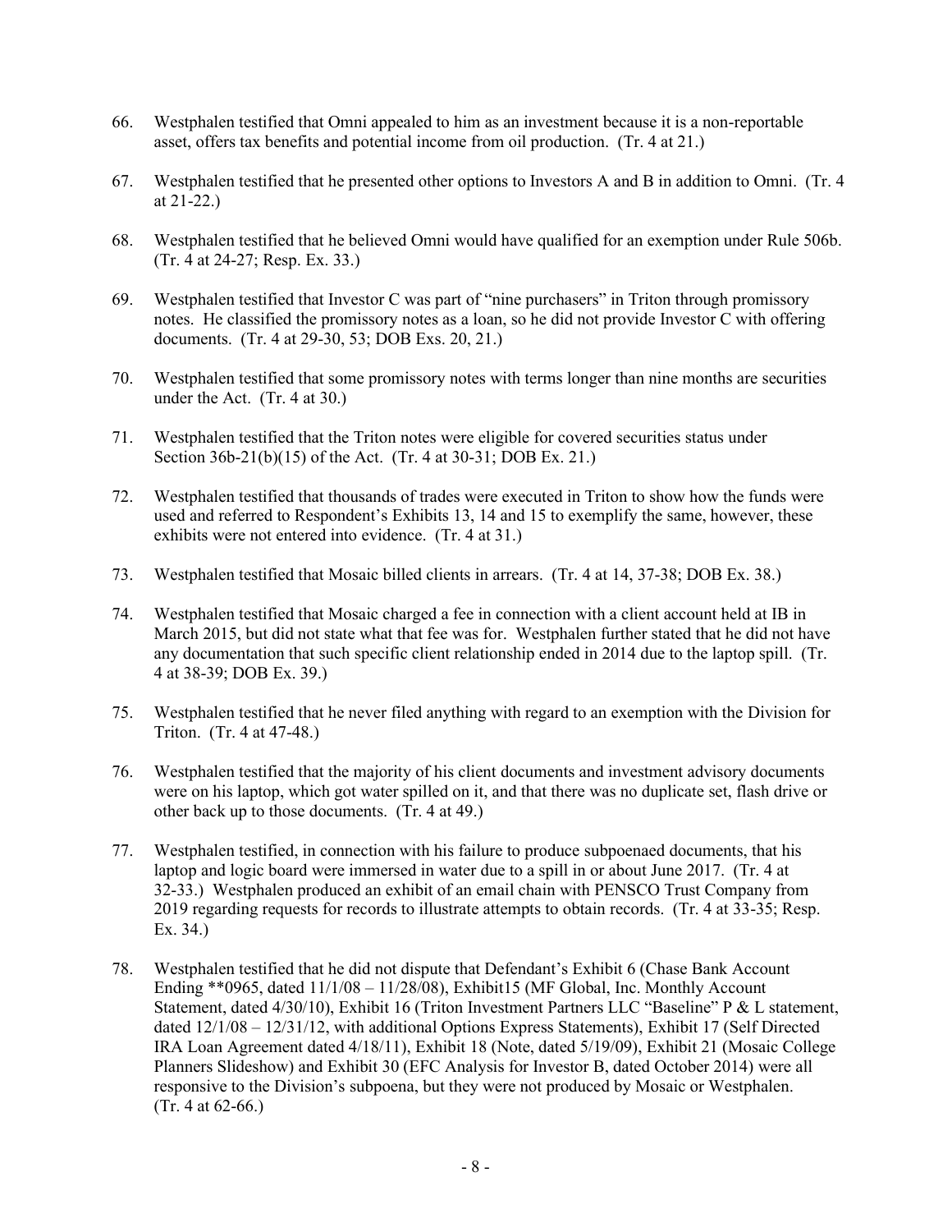66. Westphalen testified that Omni appealed to him as an investment because it is a non-reportable asset, offers tax benefits and potential income from oil production. (Tr. 4 at 21.)

67. Westphalen testified that he presented other options to Investors A and B in addition to Omni. (Tr. 4 at 21-22.)

68. Westphalen testified that he believed Omni would have qualified for an exemption under Rule 506b. (Tr. 4 at 24-27; Resp. Ex. 33.)

69. Westphalen testified that Investor C was part of "nine purchasers" in Triton through promissory notes. He classified the promissory notes as a loan, so he did not provide Investor C with offering documents. (Tr. 4 at 29-30, 53; DOB Exs. 20, 21.)

70. Westphalen testified that some promissory notes with terms longer than nine months are securities under the Act. (Tr. 4 at 30.)

71. Westphalen testified that the Triton notes were eligible for covered securities status under Section 36b-21(b)(15) of the Act. (Tr. 4 at 30-31; DOB Ex. 21.)

72. Westphalen testified that thousands of trades were executed in Triton to show how the funds were used and referred to Respondent's Exhibits 13, 14 and 15 to exemplify the same, however, these exhibits were not entered into evidence. (Tr. 4 at 31.)

73. Westphalen testified that Mosaic billed clients in arrears. (Tr. 4 at 14, 37-38; DOB Ex. 38.)

74. Westphalen testified that Mosaic charged a fee in connection with a client account held at IB in March 2015, but did not state what that fee was for. Westphalen further stated that he did not have any documentation that such specific client relationship ended in 2014 due to the laptop spill. (Tr. 4 at 38-39; DOB Ex. 39.)

75. Westphalen testified that he never filed anything with regard to an exemption with the Division for Triton. (Tr. 4 at 47-48.)

76. Westphalen testified that the majority of his client documents and investment advisory documents were on his laptop, which got water spilled on it, and that there was no duplicate set, flash drive or other back up to those documents. (Tr. 4 at 49.)

77. Westphalen testified, in connection with his failure to produce subpoenaed documents, that his laptop and logic board were immersed in water due to a spill in or about June 2017. (Tr. 4 at 32-33.) Westphalen produced an exhibit of an email chain with PENSCO Trust Company from 2019 regarding requests for records to illustrate attempts to obtain records. (Tr. 4 at 33-35; Resp. Ex. 34.)

78. Westphalen testified that he did not dispute that Defendant's Exhibit 6 (Chase Bank Account Ending **0965, dated 11/1/08 – 11/28/08), Exhibit15 (MF Global, Inc. Monthly Account Statement, dated 4/30/10), Exhibit 16 (Triton Investment Partners LLC "Baseline" P & L statement, dated 12/1/08 – 12/31/12, with additional Options Express Statements), Exhibit 17 (Self Directed IRA Loan Agreement dated 4/18/11), Exhibit 18 (Note, dated 5/19/09), Exhibit 21 (Mosaic College Planners Slideshow) and Exhibit 30 (EFC Analysis for Investor B, dated October 2014) were all responsive to the Division's subpoena, but they were not produced by Mosaic or Westphalen. (Tr. 4 at 62-66.)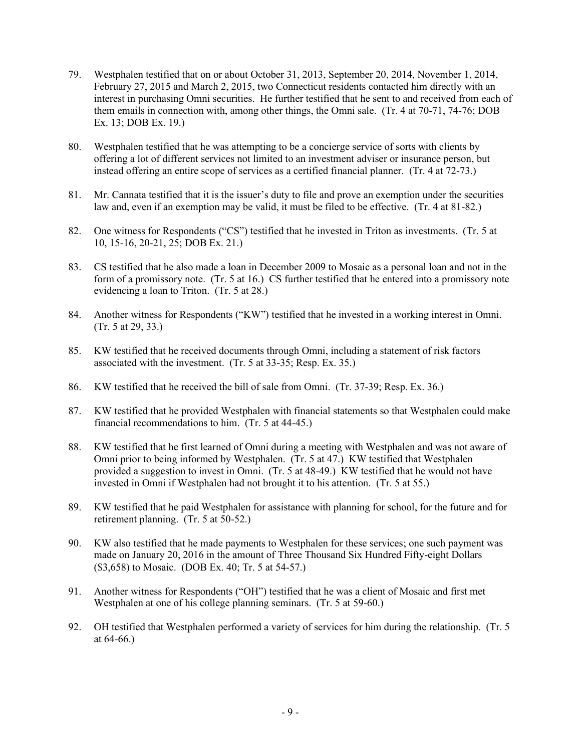79. Westphalen testified that on or about October 31, 2013, September 20, 2014, November 1, 2014, February 27, 2015 and March 2, 2015, two Connecticut residents contacted him directly with an interest in purchasing Omni securities. He further testified that he sent to and received from each of them emails in connection with, among other things, the Omni sale. (Tr. 4 at 70-71, 74-76; DOB Ex. 13; DOB Ex. 19.)

80. Westphalen testified that he was attempting to be a concierge service of sorts with clients by offering a lot of different services not limited to an investment adviser or insurance person, but instead offering an entire scope of services as a certified financial planner. (Tr. 4 at 72-73.)

81. Mr. Cannata testified that it is the issuer's duty to file and prove an exemption under the securities law and, even if an exemption may be valid, it must be filed to be effective. (Tr. 4 at 81-82.)

82. One witness for Respondents ("CS") testified that he invested in Triton as investments. (Tr. 5 at 10, 15-16, 20-21, 25; DOB Ex. 21.)

83. CS testified that he also made a loan in December 2009 to Mosaic as a personal loan and not in the form of a promissory note. (Tr. 5 at 16.) CS further testified that he entered into a promissory note evidencing a loan to Triton. (Tr. 5 at 28.)

84. Another witness for Respondents ("KW") testified that he invested in a working interest in Omni. (Tr. 5 at 29, 33.)

85. KW testified that he received documents through Omni, including a statement of risk factors associated with the investment. (Tr. 5 at 33-35; Resp. Ex. 35.)

86. KW testified that he received the bill of sale from Omni. (Tr. 37-39; Resp. Ex. 36.)

87. KW testified that he provided Westphalen with financial statements so that Westphalen could make financial recommendations to him. (Tr. 5 at 44-45.)

88. KW testified that he first learned of Omni during a meeting with Westphalen and was not aware of Omni prior to being informed by Westphalen. (Tr. 5 at 47.) KW testified that Westphalen provided a suggestion to invest in Omni. (Tr. 5 at 48-49.) KW testified that he would not have invested in Omni if Westphalen had not brought it to his attention. (Tr. 5 at 55.)

89. KW testified that he paid Westphalen for assistance with planning for school, for the future and for retirement planning. (Tr. 5 at 50-52.)

90. KW also testified that he made payments to Westphalen for these services; one such payment was made on January 20, 2016 in the amount of Three Thousand Six Hundred Fifty-eight Dollars ($3,658) to Mosaic. (DOB Ex. 40; Tr. 5 at 54-57.)

91. Another witness for Respondents ("OH") testified that he was a client of Mosaic and first met Westphalen at one of his college planning seminars. (Tr. 5 at 59-60.)

92. OH testified that Westphalen performed a variety of services for him during the relationship. (Tr. 5 at 64-66.)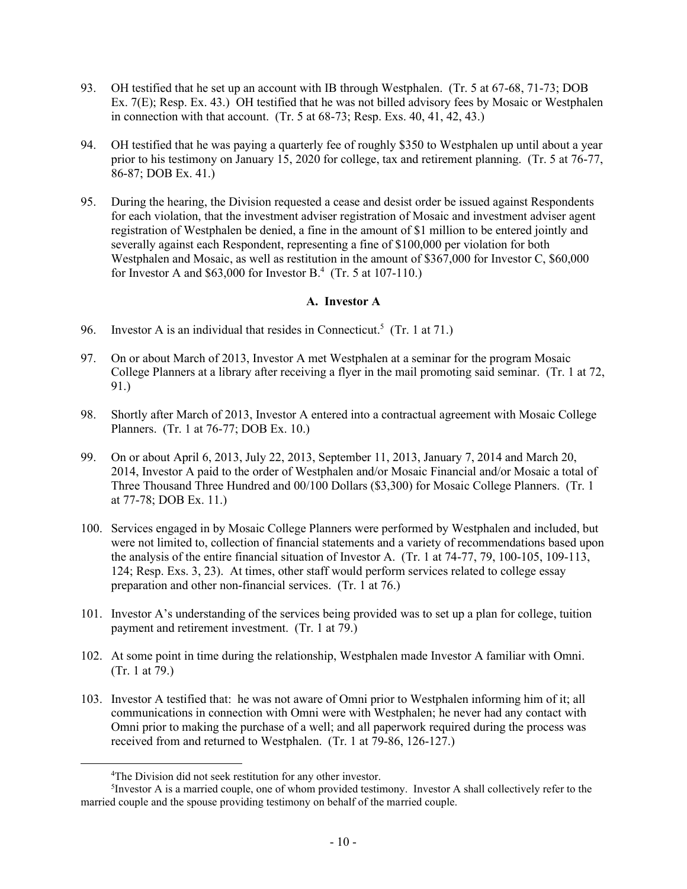93. OH testified that he set up an account with IB through Westphalen. (Tr. 5 at 67-68, 71-73; DOB Ex. 7(E); Resp. Ex. 43.) OH testified that he was not billed advisory fees by Mosaic or Westphalen in connection with that account. (Tr. 5 at 68-73; Resp. Exs. 40, 41, 42, 43.)

94. OH testified that he was paying a quarterly fee of roughly $350 to Westphalen up until about a year prior to his testimony on January 15, 2020 for college, tax and retirement planning. (Tr. 5 at 76-77, 86-87; DOB Ex. 41.)

95. During the hearing, the Division requested a cease and desist order be issued against Respondents for each violation, that the investment adviser registration of Mosaic and investment adviser agent registration of Westphalen be denied, a fine in the amount of $1 million to be entered jointly and severally against each Respondent, representing a fine of $100,000 per violation for both Westphalen and Mosaic, as well as restitution in the amount of $367,000 for Investor C, $60,000 for Investor A and $63,000 for Investor B.[4] (Tr. 5 at 107-110.)

### A. Investor A

96. Investor A is an individual that resides in Connecticut.[5] (Tr. 1 at 71.)

97. On or about March of 2013, Investor A met Westphalen at a seminar for the program Mosaic College Planners at a library after receiving a flyer in the mail promoting said seminar. (Tr. 1 at 72, 91.)

98. Shortly after March of 2013, Investor A entered into a contractual agreement with Mosaic College Planners. (Tr. 1 at 76-77; DOB Ex. 10.)

99. On or about April 6, 2013, July 22, 2013, September 11, 2013, January 7, 2014 and March 20, 2014, Investor A paid to the order of Westphalen and/or Mosaic Financial and/or Mosaic a total of Three Thousand Three Hundred and 00/100 Dollars ($3,300) for Mosaic College Planners. (Tr. 1 at 77-78; DOB Ex. 11.)

100. Services engaged in by Mosaic College Planners were performed by Westphalen and included, but were not limited to, collection of financial statements and a variety of recommendations based upon the analysis of the entire financial situation of Investor A. (Tr. 1 at 74-77, 79, 100-105, 109-113, 124; Resp. Exs. 3, 23). At times, other staff would perform services related to college essay preparation and other non-financial services. (Tr. 1 at 76.)

101. Investor A's understanding of the services being provided was to set up a plan for college, tuition payment and retirement investment. (Tr. 1 at 79.)

102. At some point in time during the relationship, Westphalen made Investor A familiar with Omni. (Tr. 1 at 79.)

103. Investor A testified that: he was not aware of Omni prior to Westphalen informing him of it; all communications in connection with Omni were with Westphalen; he never had any contact with Omni prior to making the purchase of a well; and all paperwork required during the process was received from and returned to Westphalen. (Tr. 1 at 79-86, 126-127.)

---

[4] The Division did not seek restitution for any other investor.

[5] Investor A is a married couple, one of whom provided testimony. Investor A shall collectively refer to the married couple and the spouse providing testimony on behalf of the married couple.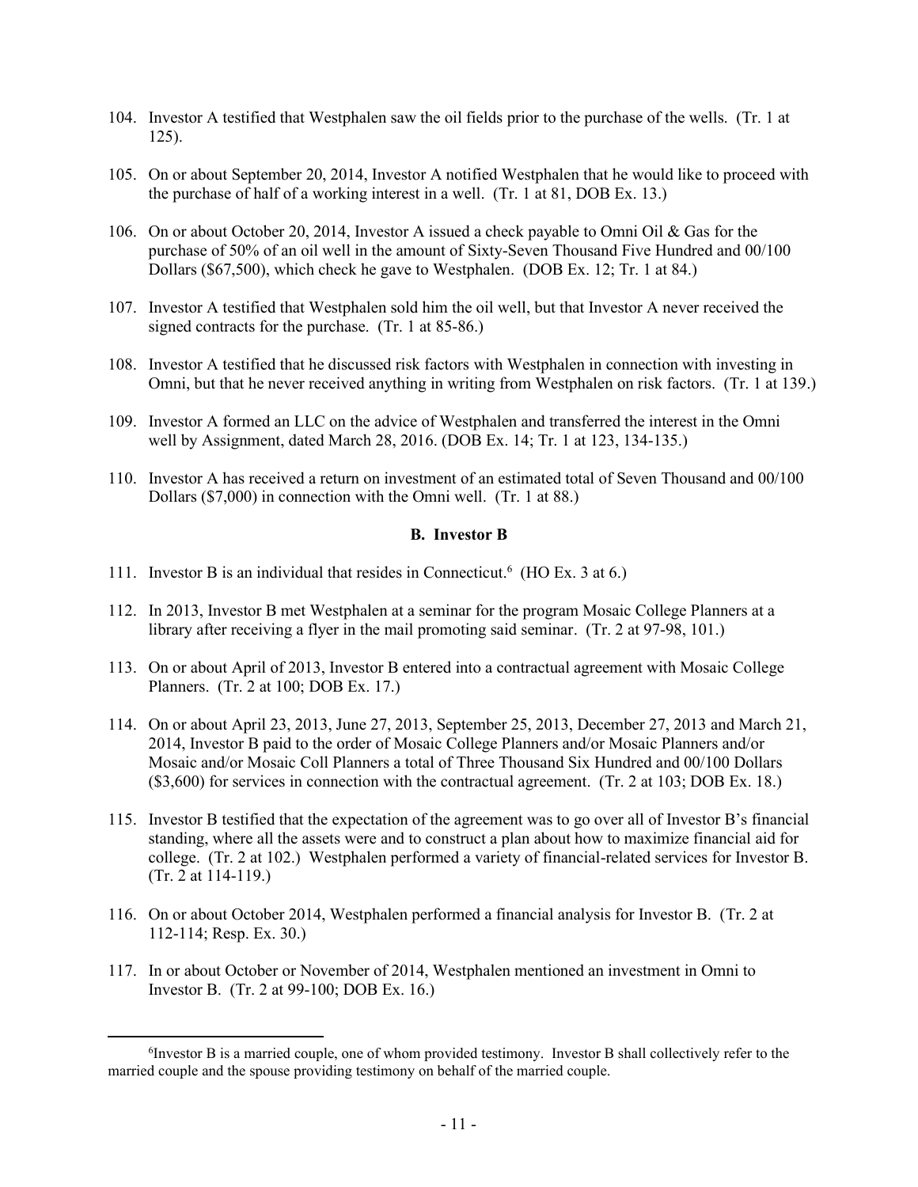104. Investor A testified that Westphalen saw the oil fields prior to the purchase of the wells. (Tr. 1 at 125).

105. On or about September 20, 2014, Investor A notified Westphalen that he would like to proceed with the purchase of half of a working interest in a well. (Tr. 1 at 81, DOB Ex. 13.)

106. On or about October 20, 2014, Investor A issued a check payable to Omni Oil & Gas for the purchase of 50% of an oil well in the amount of Sixty-Seven Thousand Five Hundred and 00/100 Dollars ($67,500), which check he gave to Westphalen. (DOB Ex. 12; Tr. 1 at 84.)

107. Investor A testified that Westphalen sold him the oil well, but that Investor A never received the signed contracts for the purchase. (Tr. 1 at 85-86.)

108. Investor A testified that he discussed risk factors with Westphalen in connection with investing in Omni, but that he never received anything in writing from Westphalen on risk factors. (Tr. 1 at 139.)

109. Investor A formed an LLC on the advice of Westphalen and transferred the interest in the Omni well by Assignment, dated March 28, 2016. (DOB Ex. 14; Tr. 1 at 123, 134-135.)

110. Investor A has received a return on investment of an estimated total of Seven Thousand and 00/100 Dollars ($7,000) in connection with the Omni well. (Tr. 1 at 88.)

### B. Investor B

111. Investor B is an individual that resides in Connecticut.[6] (HO Ex. 3 at 6.)

112. In 2013, Investor B met Westphalen at a seminar for the program Mosaic College Planners at a library after receiving a flyer in the mail promoting said seminar. (Tr. 2 at 97-98, 101.)

113. On or about April of 2013, Investor B entered into a contractual agreement with Mosaic College Planners. (Tr. 2 at 100; DOB Ex. 17.)

114. On or about April 23, 2013, June 27, 2013, September 25, 2013, December 27, 2013 and March 21, 2014, Investor B paid to the order of Mosaic College Planners and/or Mosaic Planners and/or Mosaic and/or Mosaic Coll Planners a total of Three Thousand Six Hundred and 00/100 Dollars ($3,600) for services in connection with the contractual agreement. (Tr. 2 at 103; DOB Ex. 18.)

115. Investor B testified that the expectation of the agreement was to go over all of Investor B's financial standing, where all the assets were and to construct a plan about how to maximize financial aid for college. (Tr. 2 at 102.) Westphalen performed a variety of financial-related services for Investor B. (Tr. 2 at 114-119.)

116. On or about October 2014, Westphalen performed a financial analysis for Investor B. (Tr. 2 at 112-114; Resp. Ex. 30.)

117. In or about October or November of 2014, Westphalen mentioned an investment in Omni to Investor B. (Tr. 2 at 99-100; DOB Ex. 16.)

---

[6] Investor B is a married couple, one of whom provided testimony. Investor B shall collectively refer to the married couple and the spouse providing testimony on behalf of the married couple.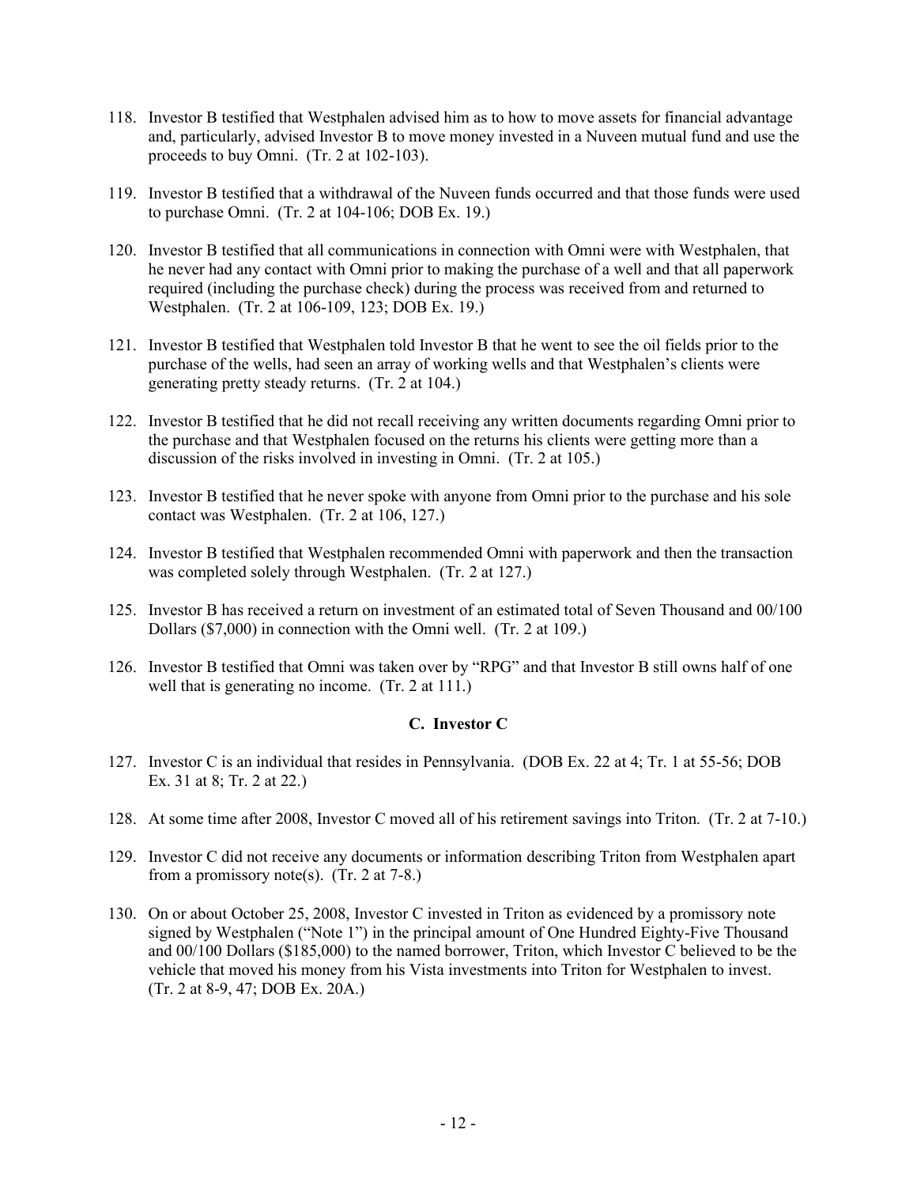118. Investor B testified that Westphalen advised him as to how to move assets for financial advantage and, particularly, advised Investor B to move money invested in a Nuveen mutual fund and use the proceeds to buy Omni. (Tr. 2 at 102-103).

119. Investor B testified that a withdrawal of the Nuveen funds occurred and that those funds were used to purchase Omni. (Tr. 2 at 104-106; DOB Ex. 19.)

120. Investor B testified that all communications in connection with Omni were with Westphalen, that he never had any contact with Omni prior to making the purchase of a well and that all paperwork required (including the purchase check) during the process was received from and returned to Westphalen. (Tr. 2 at 106-109, 123; DOB Ex. 19.)

121. Investor B testified that Westphalen told Investor B that he went to see the oil fields prior to the purchase of the wells, had seen an array of working wells and that Westphalen's clients were generating pretty steady returns. (Tr. 2 at 104.)

122. Investor B testified that he did not recall receiving any written documents regarding Omni prior to the purchase and that Westphalen focused on the returns his clients were getting more than a discussion of the risks involved in investing in Omni. (Tr. 2 at 105.)

123. Investor B testified that he never spoke with anyone from Omni prior to the purchase and his sole contact was Westphalen. (Tr. 2 at 106, 127.)

124. Investor B testified that Westphalen recommended Omni with paperwork and then the transaction was completed solely through Westphalen. (Tr. 2 at 127.)

125. Investor B has received a return on investment of an estimated total of Seven Thousand and 00/100 Dollars ($7,000) in connection with the Omni well. (Tr. 2 at 109.)

126. Investor B testified that Omni was taken over by "RPG" and that Investor B still owns half of one well that is generating no income. (Tr. 2 at 111.)

### C. Investor C

127. Investor C is an individual that resides in Pennsylvania. (DOB Ex. 22 at 4; Tr. 1 at 55-56; DOB Ex. 31 at 8; Tr. 2 at 22.)

128. At some time after 2008, Investor C moved all of his retirement savings into Triton. (Tr. 2 at 7-10.)

129. Investor C did not receive any documents or information describing Triton from Westphalen apart from a promissory note(s). (Tr. 2 at 7-8.)

130. On or about October 25, 2008, Investor C invested in Triton as evidenced by a promissory note signed by Westphalen ("Note 1") in the principal amount of One Hundred Eighty-Five Thousand and 00/100 Dollars ($185,000) to the named borrower, Triton, which Investor C believed to be the vehicle that moved his money from his Vista investments into Triton for Westphalen to invest. (Tr. 2 at 8-9, 47; DOB Ex. 20A.)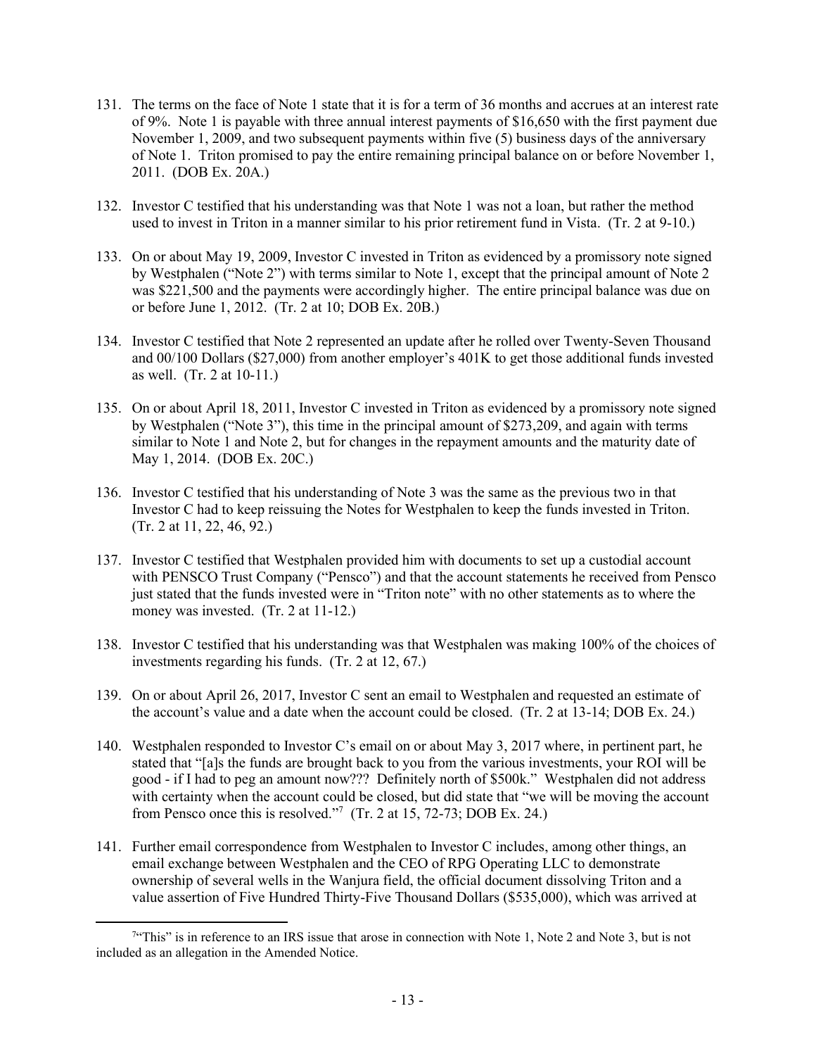131. The terms on the face of Note 1 state that it is for a term of 36 months and accrues at an interest rate of 9%. Note 1 is payable with three annual interest payments of $16,650 with the first payment due November 1, 2009, and two subsequent payments within five (5) business days of the anniversary of Note 1. Triton promised to pay the entire remaining principal balance on or before November 1, 2011. (DOB Ex. 20A.)

132. Investor C testified that his understanding was that Note 1 was not a loan, but rather the method used to invest in Triton in a manner similar to his prior retirement fund in Vista. (Tr. 2 at 9-10.)

133. On or about May 19, 2009, Investor C invested in Triton as evidenced by a promissory note signed by Westphalen ("Note 2") with terms similar to Note 1, except that the principal amount of Note 2 was $221,500 and the payments were accordingly higher. The entire principal balance was due on or before June 1, 2012. (Tr. 2 at 10; DOB Ex. 20B.)

134. Investor C testified that Note 2 represented an update after he rolled over Twenty-Seven Thousand and 00/100 Dollars ($27,000) from another employer's 401K to get those additional funds invested as well. (Tr. 2 at 10-11.)

135. On or about April 18, 2011, Investor C invested in Triton as evidenced by a promissory note signed by Westphalen ("Note 3"), this time in the principal amount of $273,209, and again with terms similar to Note 1 and Note 2, but for changes in the repayment amounts and the maturity date of May 1, 2014. (DOB Ex. 20C.)

136. Investor C testified that his understanding of Note 3 was the same as the previous two in that Investor C had to keep reissuing the Notes for Westphalen to keep the funds invested in Triton. (Tr. 2 at 11, 22, 46, 92.)

137. Investor C testified that Westphalen provided him with documents to set up a custodial account with PENSCO Trust Company ("Pensco") and that the account statements he received from Pensco just stated that the funds invested were in "Triton note" with no other statements as to where the money was invested. (Tr. 2 at 11-12.)

138. Investor C testified that his understanding was that Westphalen was making 100% of the choices of investments regarding his funds. (Tr. 2 at 12, 67.)

139. On or about April 26, 2017, Investor C sent an email to Westphalen and requested an estimate of the account's value and a date when the account could be closed. (Tr. 2 at 13-14; DOB Ex. 24.)

140. Westphalen responded to Investor C's email on or about May 3, 2017 where, in pertinent part, he stated that "[a]s the funds are brought back to you from the various investments, your ROI will be good - if I had to peg an amount now??? Definitely north of $500k." Westphalen did not address with certainty when the account could be closed, but did state that "we will be moving the account from Pensco once this is resolved."[7] (Tr. 2 at 15, 72-73; DOB Ex. 24.)

141. Further email correspondence from Westphalen to Investor C includes, among other things, an email exchange between Westphalen and the CEO of RPG Operating LLC to demonstrate ownership of several wells in the Wanjura field, the official document dissolving Triton and a value assertion of Five Hundred Thirty-Five Thousand Dollars ($535,000), which was arrived at

[7] "This" is in reference to an IRS issue that arose in connection with Note 1, Note 2 and Note 3, but is not included as an allegation in the Amended Notice.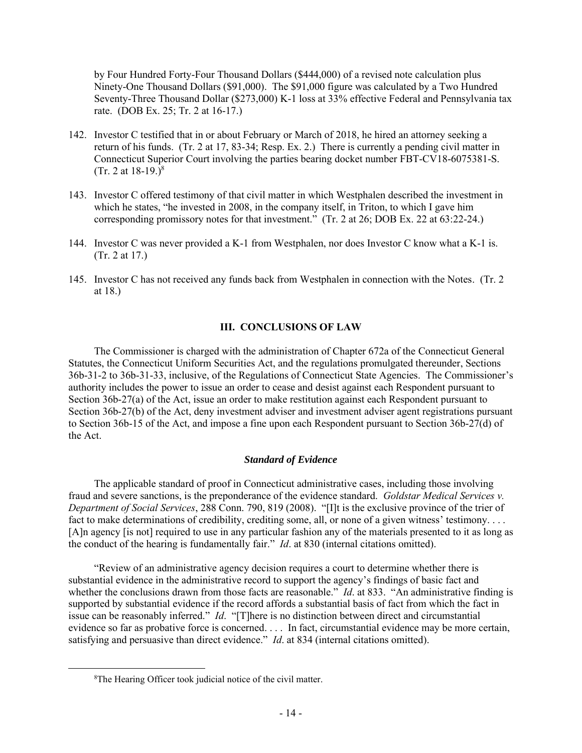by Four Hundred Forty-Four Thousand Dollars ($444,000) of a revised note calculation plus Ninety-One Thousand Dollars ($91,000). The $91,000 figure was calculated by a Two Hundred Seventy-Three Thousand Dollar ($273,000) K-1 loss at 33% effective Federal and Pennsylvania tax rate. (DOB Ex. 25; Tr. 2 at 16-17.)

142. Investor C testified that in or about February or March of 2018, he hired an attorney seeking a return of his funds. (Tr. 2 at 17, 83-34; Resp. Ex. 2.) There is currently a pending civil matter in Connecticut Superior Court involving the parties bearing docket number FBT-CV18-6075381-S. (Tr. 2 at 18-19.)[8]

143. Investor C offered testimony of that civil matter in which Westphalen described the investment in which he states, "he invested in 2008, in the company itself, in Triton, to which I gave him corresponding promissory notes for that investment." (Tr. 2 at 26; DOB Ex. 22 at 63:22-24.)

144. Investor C was never provided a K-1 from Westphalen, nor does Investor C know what a K-1 is. (Tr. 2 at 17.)

145. Investor C has not received any funds back from Westphalen in connection with the Notes. (Tr. 2 at 18.)

## III. CONCLUSIONS OF LAW

The Commissioner is charged with the administration of Chapter 672a of the Connecticut General Statutes, the Connecticut Uniform Securities Act, and the regulations promulgated thereunder, Sections 36b-31-2 to 36b-31-33, inclusive, of the Regulations of Connecticut State Agencies. The Commissioner's authority includes the power to issue an order to cease and desist against each Respondent pursuant to Section 36b-27(a) of the Act, issue an order to make restitution against each Respondent pursuant to Section 36b-27(b) of the Act, deny investment adviser and investment adviser agent registrations pursuant to Section 36b-15 of the Act, and impose a fine upon each Respondent pursuant to Section 36b-27(d) of the Act.

### *Standard of Evidence*

The applicable standard of proof in Connecticut administrative cases, including those involving fraud and severe sanctions, is the preponderance of the evidence standard. *Goldstar Medical Services v. Department of Social Services*, 288 Conn. 790, 819 (2008). "[I]t is the exclusive province of the trier of fact to make determinations of credibility, crediting some, all, or none of a given witness' testimony. . . . [A]n agency [is not] required to use in any particular fashion any of the materials presented to it as long as the conduct of the hearing is fundamentally fair." *Id*. at 830 (internal citations omitted).

"Review of an administrative agency decision requires a court to determine whether there is substantial evidence in the administrative record to support the agency's findings of basic fact and whether the conclusions drawn from those facts are reasonable." *Id*. at 833. "An administrative finding is supported by substantial evidence if the record affords a substantial basis of fact from which the fact in issue can be reasonably inferred." *Id*. "[T]here is no distinction between direct and circumstantial evidence so far as probative force is concerned. . . . In fact, circumstantial evidence may be more certain, satisfying and persuasive than direct evidence." *Id*. at 834 (internal citations omitted).

[8] The Hearing Officer took judicial notice of the civil matter.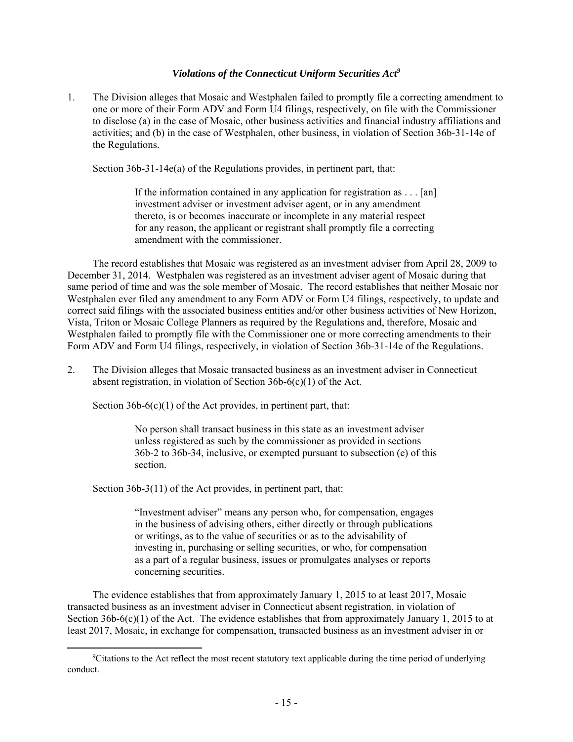### *Violations of the Connecticut Uniform Securities Act*[9]

1. The Division alleges that Mosaic and Westphalen failed to promptly file a correcting amendment to one or more of their Form ADV and Form U4 filings, respectively, on file with the Commissioner to disclose (a) in the case of Mosaic, other business activities and financial industry affiliations and activities; and (b) in the case of Westphalen, other business, in violation of Section 36b-31-14e of the Regulations.

   Section 36b-31-14e(a) of the Regulations provides, in pertinent part, that:

   > If the information contained in any application for registration as . . . [an] investment adviser or investment adviser agent, or in any amendment thereto, is or becomes inaccurate or incomplete in any material respect for any reason, the applicant or registrant shall promptly file a correcting amendment with the commissioner.

   The record establishes that Mosaic was registered as an investment adviser from April 28, 2009 to December 31, 2014. Westphalen was registered as an investment adviser agent of Mosaic during that same period of time and was the sole member of Mosaic. The record establishes that neither Mosaic nor Westphalen ever filed any amendment to any Form ADV or Form U4 filings, respectively, to update and correct said filings with the associated business entities and/or other business activities of New Horizon, Vista, Triton or Mosaic College Planners as required by the Regulations and, therefore, Mosaic and Westphalen failed to promptly file with the Commissioner one or more correcting amendments to their Form ADV and Form U4 filings, respectively, in violation of Section 36b-31-14e of the Regulations.

2. The Division alleges that Mosaic transacted business as an investment adviser in Connecticut absent registration, in violation of Section 36b-6(c)(1) of the Act.

   Section 36b-6(c)(1) of the Act provides, in pertinent part, that:

   > No person shall transact business in this state as an investment adviser unless registered as such by the commissioner as provided in sections 36b-2 to 36b-34, inclusive, or exempted pursuant to subsection (e) of this section.

   Section 36b-3(11) of the Act provides, in pertinent part, that:

   > "Investment adviser" means any person who, for compensation, engages in the business of advising others, either directly or through publications or writings, as to the value of securities or as to the advisability of investing in, purchasing or selling securities, or who, for compensation as a part of a regular business, issues or promulgates analyses or reports concerning securities.

   The evidence establishes that from approximately January 1, 2015 to at least 2017, Mosaic transacted business as an investment adviser in Connecticut absent registration, in violation of Section 36b-6(c)(1) of the Act. The evidence establishes that from approximately January 1, 2015 to at least 2017, Mosaic, in exchange for compensation, transacted business as an investment adviser in or

---

[9] Citations to the Act reflect the most recent statutory text applicable during the time period of underlying conduct.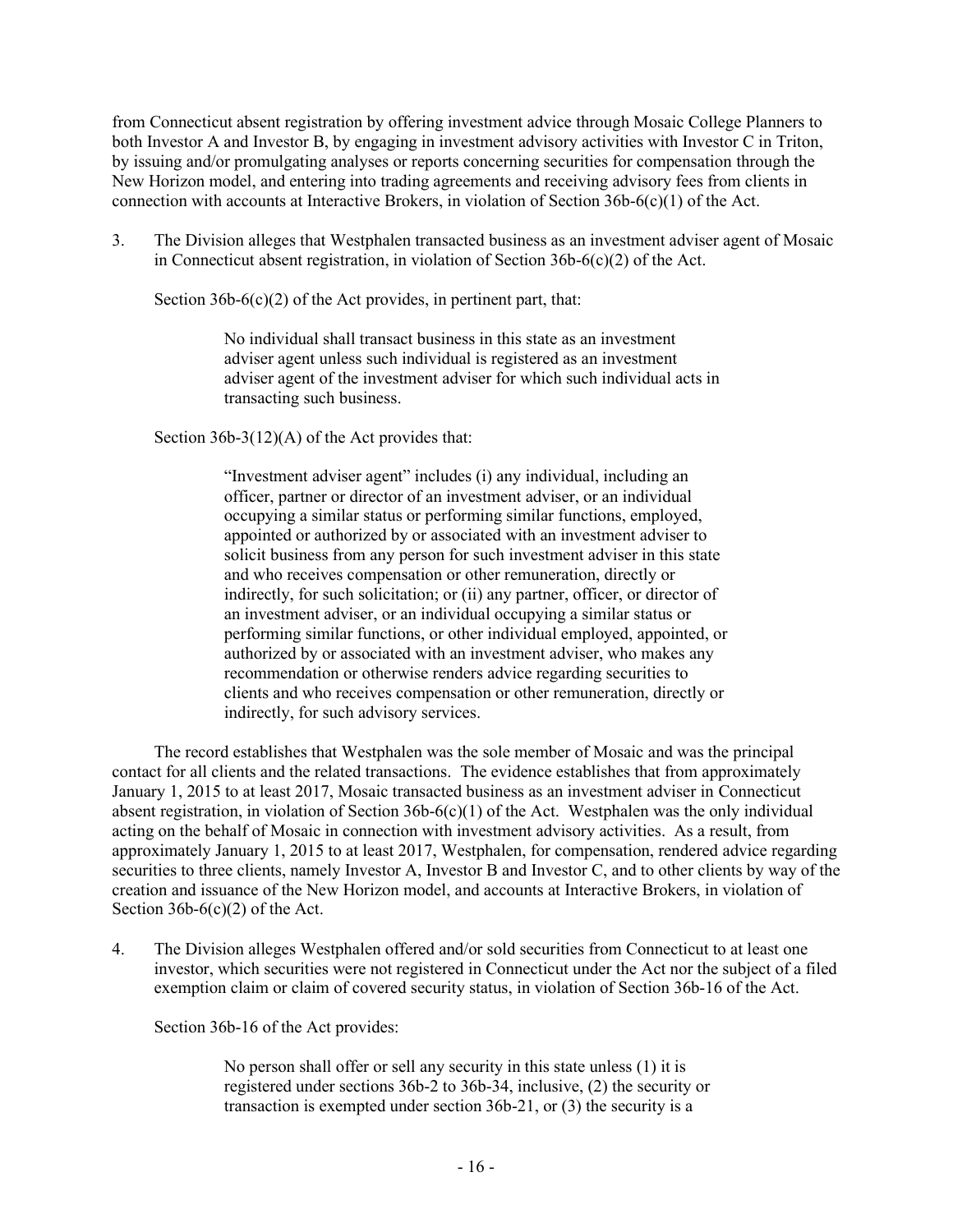from Connecticut absent registration by offering investment advice through Mosaic College Planners to both Investor A and Investor B, by engaging in investment advisory activities with Investor C in Triton, by issuing and/or promulgating analyses or reports concerning securities for compensation through the New Horizon model, and entering into trading agreements and receiving advisory fees from clients in connection with accounts at Interactive Brokers, in violation of Section 36b-6(c)(1) of the Act.

3. The Division alleges that Westphalen transacted business as an investment adviser agent of Mosaic in Connecticut absent registration, in violation of Section 36b-6(c)(2) of the Act.

 Section 36b-6(c)(2) of the Act provides, in pertinent part, that:

> No individual shall transact business in this state as an investment adviser agent unless such individual is registered as an investment adviser agent of the investment adviser for which such individual acts in transacting such business.

 Section 36b-3(12)(A) of the Act provides that:

> "Investment adviser agent" includes (i) any individual, including an officer, partner or director of an investment adviser, or an individual occupying a similar status or performing similar functions, employed, appointed or authorized by or associated with an investment adviser to solicit business from any person for such investment adviser in this state and who receives compensation or other remuneration, directly or indirectly, for such solicitation; or (ii) any partner, officer, or director of an investment adviser, or an individual occupying a similar status or performing similar functions, or other individual employed, appointed, or authorized by or associated with an investment adviser, who makes any recommendation or otherwise renders advice regarding securities to clients and who receives compensation or other remuneration, directly or indirectly, for such advisory services.

The record establishes that Westphalen was the sole member of Mosaic and was the principal contact for all clients and the related transactions. The evidence establishes that from approximately January 1, 2015 to at least 2017, Mosaic transacted business as an investment adviser in Connecticut absent registration, in violation of Section 36b-6(c)(1) of the Act. Westphalen was the only individual acting on the behalf of Mosaic in connection with investment advisory activities. As a result, from approximately January 1, 2015 to at least 2017, Westphalen, for compensation, rendered advice regarding securities to three clients, namely Investor A, Investor B and Investor C, and to other clients by way of the creation and issuance of the New Horizon model, and accounts at Interactive Brokers, in violation of Section 36b-6(c)(2) of the Act.

4. The Division alleges Westphalen offered and/or sold securities from Connecticut to at least one investor, which securities were not registered in Connecticut under the Act nor the subject of a filed exemption claim or claim of covered security status, in violation of Section 36b-16 of the Act.

 Section 36b-16 of the Act provides:

> No person shall offer or sell any security in this state unless (1) it is registered under sections 36b-2 to 36b-34, inclusive, (2) the security or transaction is exempted under section 36b-21, or (3) the security is a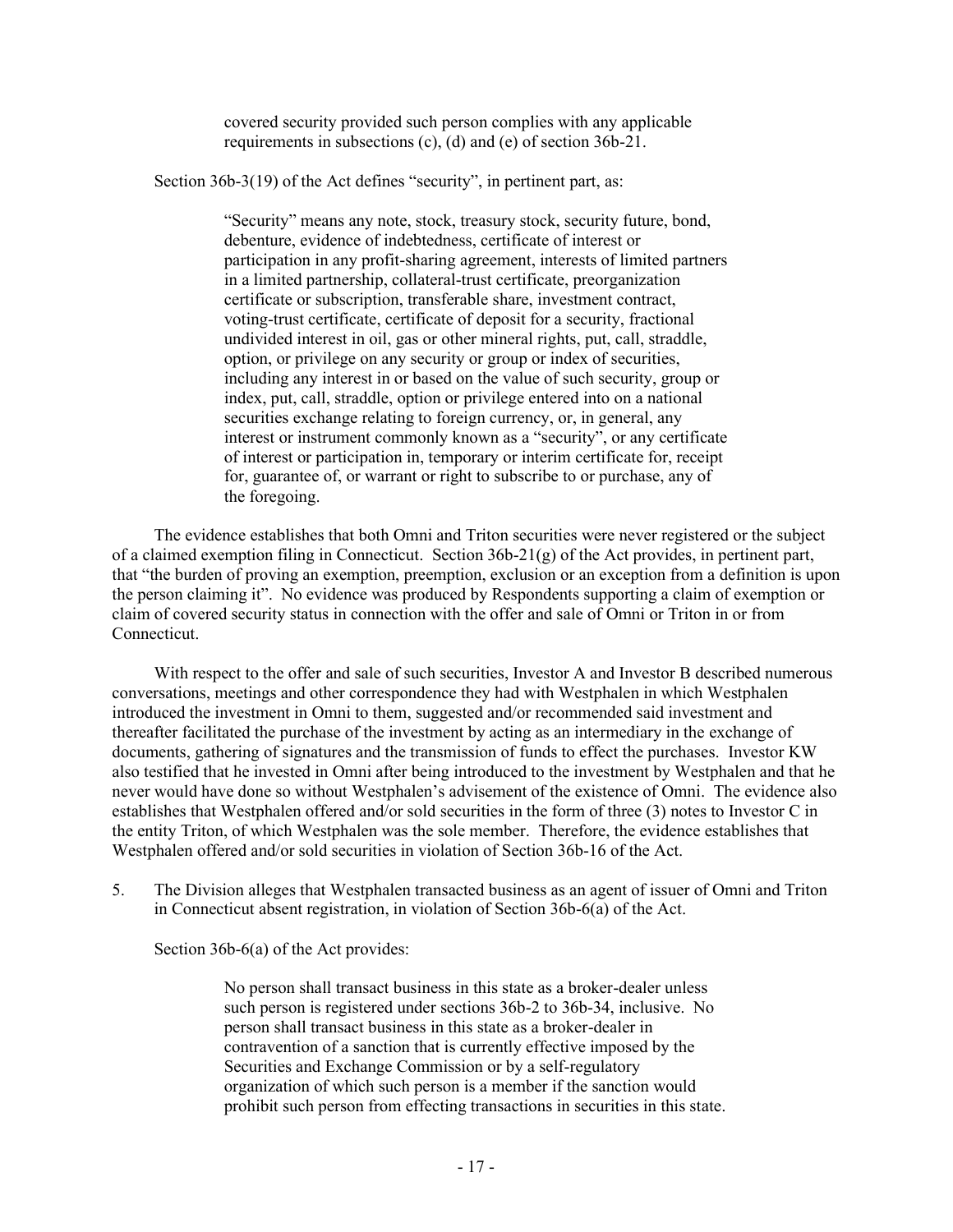> covered security provided such person complies with any applicable requirements in subsections (c), (d) and (e) of section 36b-21.

Section 36b-3(19) of the Act defines "security", in pertinent part, as:

> "Security" means any note, stock, treasury stock, security future, bond, debenture, evidence of indebtedness, certificate of interest or participation in any profit-sharing agreement, interests of limited partners in a limited partnership, collateral-trust certificate, preorganization certificate or subscription, transferable share, investment contract, voting-trust certificate, certificate of deposit for a security, fractional undivided interest in oil, gas or other mineral rights, put, call, straddle, option, or privilege on any security or group or index of securities, including any interest in or based on the value of such security, group or index, put, call, straddle, option or privilege entered into on a national securities exchange relating to foreign currency, or, in general, any interest or instrument commonly known as a "security", or any certificate of interest or participation in, temporary or interim certificate for, receipt for, guarantee of, or warrant or right to subscribe to or purchase, any of the foregoing.

The evidence establishes that both Omni and Triton securities were never registered or the subject of a claimed exemption filing in Connecticut. Section 36b-21(g) of the Act provides, in pertinent part, that "the burden of proving an exemption, preemption, exclusion or an exception from a definition is upon the person claiming it". No evidence was produced by Respondents supporting a claim of exemption or claim of covered security status in connection with the offer and sale of Omni or Triton in or from Connecticut.

With respect to the offer and sale of such securities, Investor A and Investor B described numerous conversations, meetings and other correspondence they had with Westphalen in which Westphalen introduced the investment in Omni to them, suggested and/or recommended said investment and thereafter facilitated the purchase of the investment by acting as an intermediary in the exchange of documents, gathering of signatures and the transmission of funds to effect the purchases. Investor KW also testified that he invested in Omni after being introduced to the investment by Westphalen and that he never would have done so without Westphalen's advisement of the existence of Omni. The evidence also establishes that Westphalen offered and/or sold securities in the form of three (3) notes to Investor C in the entity Triton, of which Westphalen was the sole member. Therefore, the evidence establishes that Westphalen offered and/or sold securities in violation of Section 36b-16 of the Act.

5. The Division alleges that Westphalen transacted business as an agent of issuer of Omni and Triton in Connecticut absent registration, in violation of Section 36b-6(a) of the Act.

Section 36b-6(a) of the Act provides:

> No person shall transact business in this state as a broker-dealer unless such person is registered under sections 36b-2 to 36b-34, inclusive. No person shall transact business in this state as a broker-dealer in contravention of a sanction that is currently effective imposed by the Securities and Exchange Commission or by a self-regulatory organization of which such person is a member if the sanction would prohibit such person from effecting transactions in securities in this state.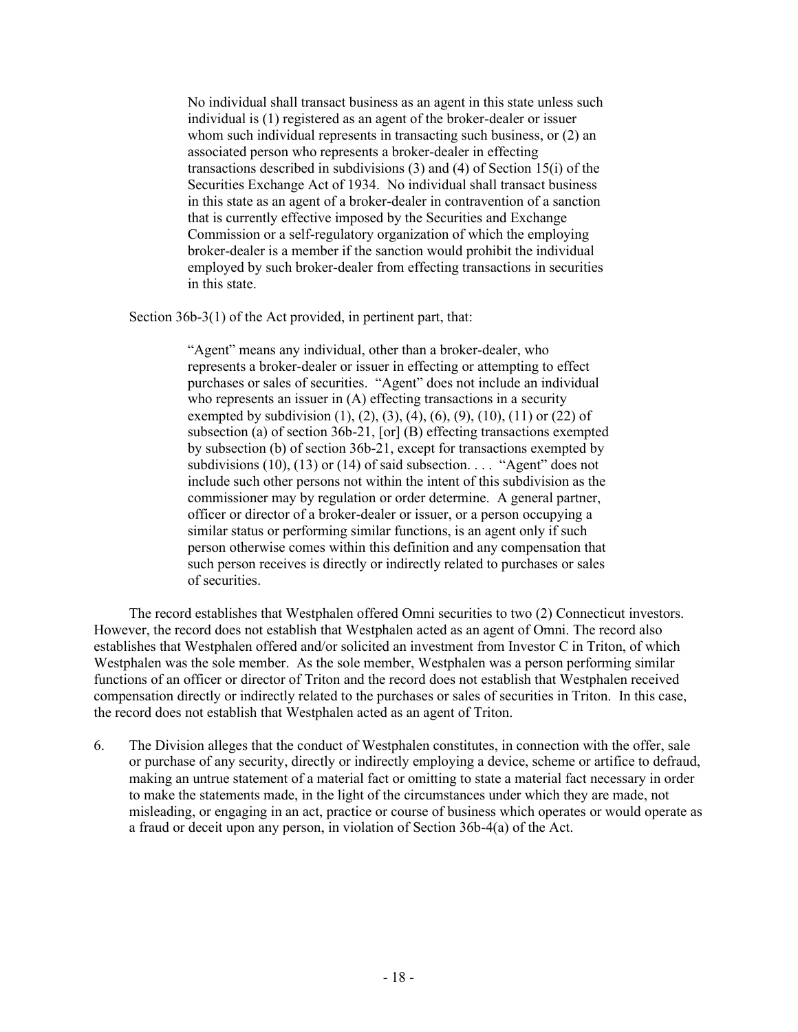> No individual shall transact business as an agent in this state unless such individual is (1) registered as an agent of the broker-dealer or issuer whom such individual represents in transacting such business, or (2) an associated person who represents a broker-dealer in effecting transactions described in subdivisions (3) and (4) of Section 15(i) of the Securities Exchange Act of 1934. No individual shall transact business in this state as an agent of a broker-dealer in contravention of a sanction that is currently effective imposed by the Securities and Exchange Commission or a self-regulatory organization of which the employing broker-dealer is a member if the sanction would prohibit the individual employed by such broker-dealer from effecting transactions in securities in this state.

Section 36b-3(1) of the Act provided, in pertinent part, that:

> "Agent" means any individual, other than a broker-dealer, who represents a broker-dealer or issuer in effecting or attempting to effect purchases or sales of securities. "Agent" does not include an individual who represents an issuer in (A) effecting transactions in a security exempted by subdivision (1), (2), (3), (4), (6), (9), (10), (11) or (22) of subsection (a) of section 36b-21, [or] (B) effecting transactions exempted by subsection (b) of section 36b-21, except for transactions exempted by subdivisions (10), (13) or (14) of said subsection. . . . "Agent" does not include such other persons not within the intent of this subdivision as the commissioner may by regulation or order determine. A general partner, officer or director of a broker-dealer or issuer, or a person occupying a similar status or performing similar functions, is an agent only if such person otherwise comes within this definition and any compensation that such person receives is directly or indirectly related to purchases or sales of securities.

The record establishes that Westphalen offered Omni securities to two (2) Connecticut investors. However, the record does not establish that Westphalen acted as an agent of Omni. The record also establishes that Westphalen offered and/or solicited an investment from Investor C in Triton, of which Westphalen was the sole member. As the sole member, Westphalen was a person performing similar functions of an officer or director of Triton and the record does not establish that Westphalen received compensation directly or indirectly related to the purchases or sales of securities in Triton. In this case, the record does not establish that Westphalen acted as an agent of Triton.

6. The Division alleges that the conduct of Westphalen constitutes, in connection with the offer, sale or purchase of any security, directly or indirectly employing a device, scheme or artifice to defraud, making an untrue statement of a material fact or omitting to state a material fact necessary in order to make the statements made, in the light of the circumstances under which they are made, not misleading, or engaging in an act, practice or course of business which operates or would operate as a fraud or deceit upon any person, in violation of Section 36b-4(a) of the Act.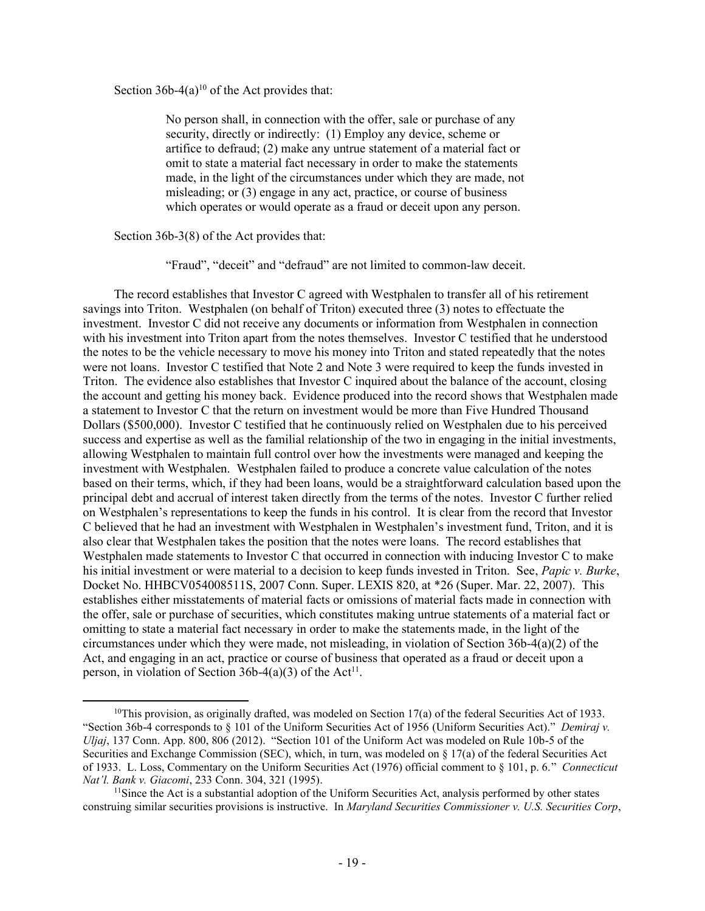Section 36b-4(a)[10] of the Act provides that:

> No person shall, in connection with the offer, sale or purchase of any security, directly or indirectly: (1) Employ any device, scheme or artifice to defraud; (2) make any untrue statement of a material fact or omit to state a material fact necessary in order to make the statements made, in the light of the circumstances under which they are made, not misleading; or (3) engage in any act, practice, or course of business which operates or would operate as a fraud or deceit upon any person.

Section 36b-3(8) of the Act provides that:

> "Fraud", "deceit" and "defraud" are not limited to common-law deceit.

The record establishes that Investor C agreed with Westphalen to transfer all of his retirement savings into Triton. Westphalen (on behalf of Triton) executed three (3) notes to effectuate the investment. Investor C did not receive any documents or information from Westphalen in connection with his investment into Triton apart from the notes themselves. Investor C testified that he understood the notes to be the vehicle necessary to move his money into Triton and stated repeatedly that the notes were not loans. Investor C testified that Note 2 and Note 3 were required to keep the funds invested in Triton. The evidence also establishes that Investor C inquired about the balance of the account, closing the account and getting his money back. Evidence produced into the record shows that Westphalen made a statement to Investor C that the return on investment would be more than Five Hundred Thousand Dollars ($500,000). Investor C testified that he continuously relied on Westphalen due to his perceived success and expertise as well as the familial relationship of the two in engaging in the initial investments, allowing Westphalen to maintain full control over how the investments were managed and keeping the investment with Westphalen. Westphalen failed to produce a concrete value calculation of the notes based on their terms, which, if they had been loans, would be a straightforward calculation based upon the principal debt and accrual of interest taken directly from the terms of the notes. Investor C further relied on Westphalen's representations to keep the funds in his control. It is clear from the record that Investor C believed that he had an investment with Westphalen in Westphalen's investment fund, Triton, and it is also clear that Westphalen takes the position that the notes were loans. The record establishes that Westphalen made statements to Investor C that occurred in connection with inducing Investor C to make his initial investment or were material to a decision to keep funds invested in Triton. See, *Papic v. Burke*, Docket No. HHBCV054008511S, 2007 Conn. Super. LEXIS 820, at *26 (Super. Mar. 22, 2007). This establishes either misstatements of material facts or omissions of material facts made in connection with the offer, sale or purchase of securities, which constitutes making untrue statements of a material fact or omitting to state a material fact necessary in order to make the statements made, in the light of the circumstances under which they were made, not misleading, in violation of Section 36b-4(a)(2) of the Act, and engaging in an act, practice or course of business that operated as a fraud or deceit upon a person, in violation of Section 36b-4(a)(3) of the Act[11].

---

[10] This provision, as originally drafted, was modeled on Section 17(a) of the federal Securities Act of 1933. "Section 36b-4 corresponds to § 101 of the Uniform Securities Act of 1956 (Uniform Securities Act)." *Demiraj v. Uljaj*, 137 Conn. App. 800, 806 (2012). "Section 101 of the Uniform Act was modeled on Rule 10b-5 of the Securities and Exchange Commission (SEC), which, in turn, was modeled on § 17(a) of the federal Securities Act of 1933. L. Loss, Commentary on the Uniform Securities Act (1976) official comment to § 101, p. 6." *Connecticut Nat'l. Bank v. Giacomi*, 233 Conn. 304, 321 (1995).

[11] Since the Act is a substantial adoption of the Uniform Securities Act, analysis performed by other states construing similar securities provisions is instructive. In *Maryland Securities Commissioner v. U.S. Securities Corp*,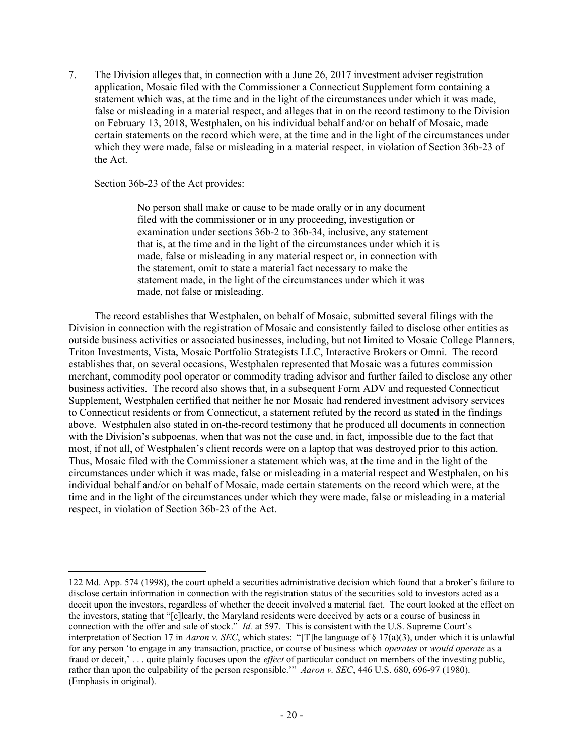7. The Division alleges that, in connection with a June 26, 2017 investment adviser registration application, Mosaic filed with the Commissioner a Connecticut Supplement form containing a statement which was, at the time and in the light of the circumstances under which it was made, false or misleading in a material respect, and alleges that in on the record testimony to the Division on February 13, 2018, Westphalen, on his individual behalf and/or on behalf of Mosaic, made certain statements on the record which were, at the time and in the light of the circumstances under which they were made, false or misleading in a material respect, in violation of Section 36b-23 of the Act.

Section 36b-23 of the Act provides:

> No person shall make or cause to be made orally or in any document filed with the commissioner or in any proceeding, investigation or examination under sections 36b-2 to 36b-34, inclusive, any statement that is, at the time and in the light of the circumstances under which it is made, false or misleading in any material respect or, in connection with the statement, omit to state a material fact necessary to make the statement made, in the light of the circumstances under which it was made, not false or misleading.

The record establishes that Westphalen, on behalf of Mosaic, submitted several filings with the Division in connection with the registration of Mosaic and consistently failed to disclose other entities as outside business activities or associated businesses, including, but not limited to Mosaic College Planners, Triton Investments, Vista, Mosaic Portfolio Strategists LLC, Interactive Brokers or Omni. The record establishes that, on several occasions, Westphalen represented that Mosaic was a futures commission merchant, commodity pool operator or commodity trading advisor and further failed to disclose any other business activities. The record also shows that, in a subsequent Form ADV and requested Connecticut Supplement, Westphalen certified that neither he nor Mosaic had rendered investment advisory services to Connecticut residents or from Connecticut, a statement refuted by the record as stated in the findings above. Westphalen also stated in on-the-record testimony that he produced all documents in connection with the Division's subpoenas, when that was not the case and, in fact, impossible due to the fact that most, if not all, of Westphalen's client records were on a laptop that was destroyed prior to this action. Thus, Mosaic filed with the Commissioner a statement which was, at the time and in the light of the circumstances under which it was made, false or misleading in a material respect and Westphalen, on his individual behalf and/or on behalf of Mosaic, made certain statements on the record which were, at the time and in the light of the circumstances under which they were made, false or misleading in a material respect, in violation of Section 36b-23 of the Act.

---

122 Md. App. 574 (1998), the court upheld a securities administrative decision which found that a broker's failure to disclose certain information in connection with the registration status of the securities sold to investors acted as a deceit upon the investors, regardless of whether the deceit involved a material fact. The court looked at the effect on the investors, stating that "[c]learly, the Maryland residents were deceived by acts or a course of business in connection with the offer and sale of stock." *Id.* at 597. This is consistent with the U.S. Supreme Court's interpretation of Section 17 in *Aaron v. SEC*, which states: "[T]he language of § 17(a)(3), under which it is unlawful for any person 'to engage in any transaction, practice, or course of business which *operates* or *would operate* as a fraud or deceit,' . . . quite plainly focuses upon the *effect* of particular conduct on members of the investing public, rather than upon the culpability of the person responsible.'" *Aaron v. SEC*, 446 U.S. 680, 696-97 (1980). (Emphasis in original).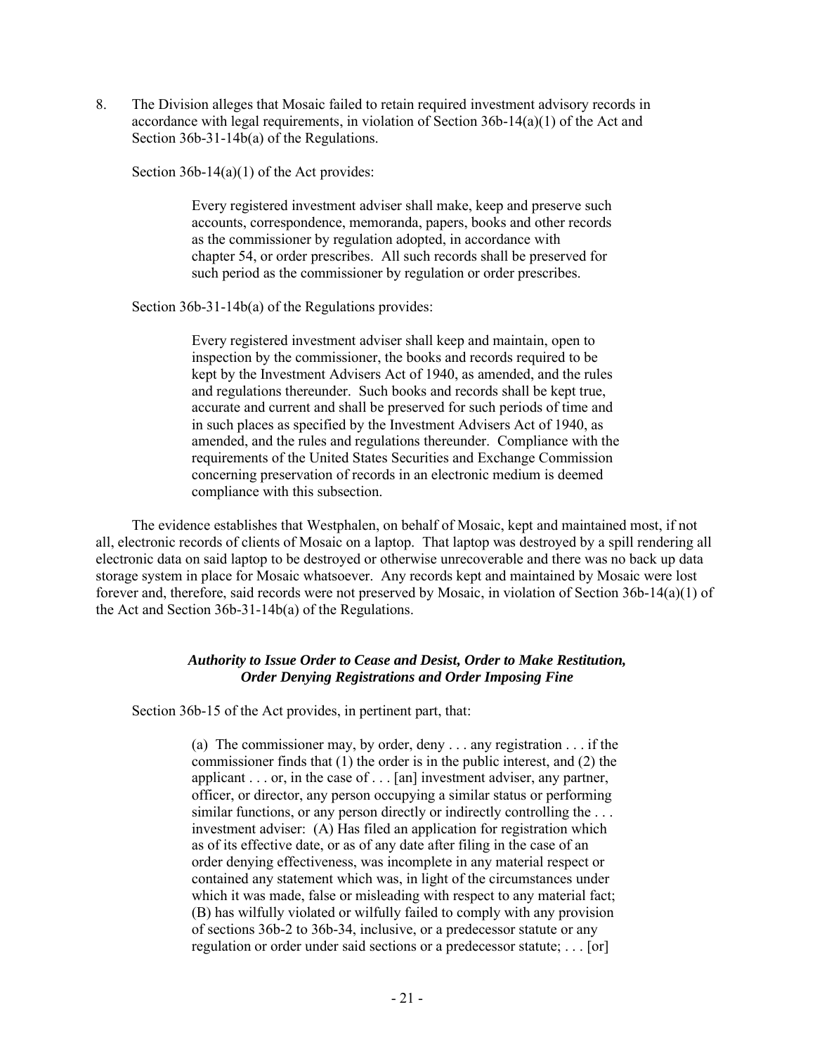8. The Division alleges that Mosaic failed to retain required investment advisory records in accordance with legal requirements, in violation of Section 36b-14(a)(1) of the Act and Section 36b-31-14b(a) of the Regulations.

Section 36b-14(a)(1) of the Act provides:

> Every registered investment adviser shall make, keep and preserve such accounts, correspondence, memoranda, papers, books and other records as the commissioner by regulation adopted, in accordance with chapter 54, or order prescribes. All such records shall be preserved for such period as the commissioner by regulation or order prescribes.

Section 36b-31-14b(a) of the Regulations provides:

> Every registered investment adviser shall keep and maintain, open to inspection by the commissioner, the books and records required to be kept by the Investment Advisers Act of 1940, as amended, and the rules and regulations thereunder. Such books and records shall be kept true, accurate and current and shall be preserved for such periods of time and in such places as specified by the Investment Advisers Act of 1940, as amended, and the rules and regulations thereunder. Compliance with the requirements of the United States Securities and Exchange Commission concerning preservation of records in an electronic medium is deemed compliance with this subsection.

The evidence establishes that Westphalen, on behalf of Mosaic, kept and maintained most, if not all, electronic records of clients of Mosaic on a laptop. That laptop was destroyed by a spill rendering all electronic data on said laptop to be destroyed or otherwise unrecoverable and there was no back up data storage system in place for Mosaic whatsoever. Any records kept and maintained by Mosaic were lost forever and, therefore, said records were not preserved by Mosaic, in violation of Section 36b-14(a)(1) of the Act and Section 36b-31-14b(a) of the Regulations.

### *Authority to Issue Order to Cease and Desist, Order to Make Restitution, Order Denying Registrations and Order Imposing Fine*

Section 36b-15 of the Act provides, in pertinent part, that:

> (a) The commissioner may, by order, deny . . . any registration . . . if the commissioner finds that (1) the order is in the public interest, and (2) the applicant . . . or, in the case of . . . [an] investment adviser, any partner, officer, or director, any person occupying a similar status or performing similar functions, or any person directly or indirectly controlling the . . . investment adviser: (A) Has filed an application for registration which as of its effective date, or as of any date after filing in the case of an order denying effectiveness, was incomplete in any material respect or contained any statement which was, in light of the circumstances under which it was made, false or misleading with respect to any material fact; (B) has wilfully violated or wilfully failed to comply with any provision of sections 36b-2 to 36b-34, inclusive, or a predecessor statute or any regulation or order under said sections or a predecessor statute; . . . [or]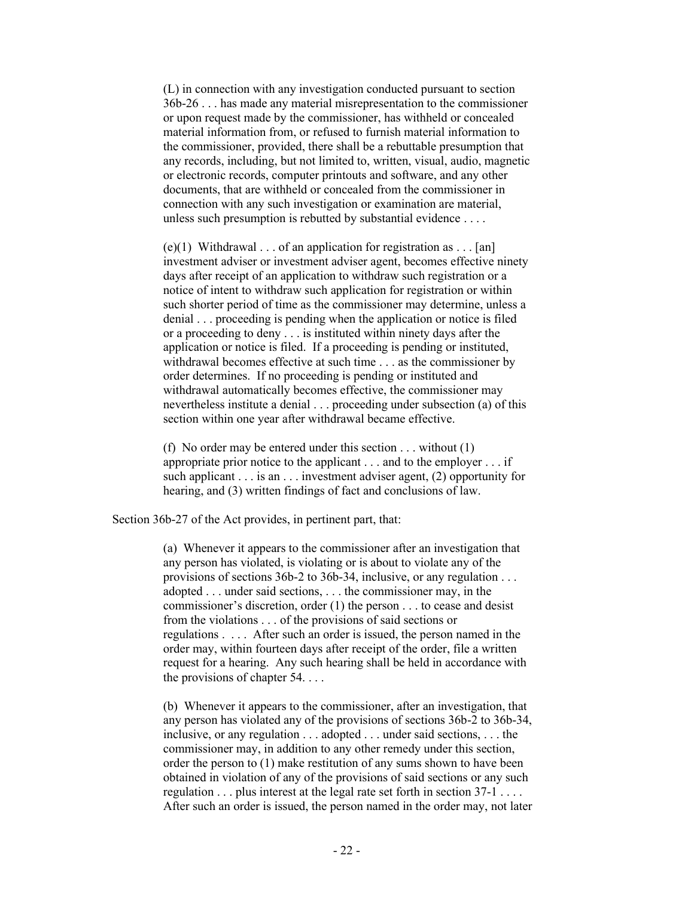> (L) in connection with any investigation conducted pursuant to section 36b-26 . . . has made any material misrepresentation to the commissioner or upon request made by the commissioner, has withheld or concealed material information from, or refused to furnish material information to the commissioner, provided, there shall be a rebuttable presumption that any records, including, but not limited to, written, visual, audio, magnetic or electronic records, computer printouts and software, and any other documents, that are withheld or concealed from the commissioner in connection with any such investigation or examination are material, unless such presumption is rebutted by substantial evidence . . . .
>
> (e)(1) Withdrawal . . . of an application for registration as . . . [an] investment adviser or investment adviser agent, becomes effective ninety days after receipt of an application to withdraw such registration or a notice of intent to withdraw such application for registration or within such shorter period of time as the commissioner may determine, unless a denial . . . proceeding is pending when the application or notice is filed or a proceeding to deny . . . is instituted within ninety days after the application or notice is filed. If a proceeding is pending or instituted, withdrawal becomes effective at such time . . . as the commissioner by order determines. If no proceeding is pending or instituted and withdrawal automatically becomes effective, the commissioner may nevertheless institute a denial . . . proceeding under subsection (a) of this section within one year after withdrawal became effective.
>
> (f) No order may be entered under this section . . . without (1) appropriate prior notice to the applicant . . . and to the employer . . . if such applicant . . . is an . . . investment adviser agent, (2) opportunity for hearing, and (3) written findings of fact and conclusions of law.

Section 36b-27 of the Act provides, in pertinent part, that:

> (a) Whenever it appears to the commissioner after an investigation that any person has violated, is violating or is about to violate any of the provisions of sections 36b-2 to 36b-34, inclusive, or any regulation . . . adopted . . . under said sections, . . . the commissioner may, in the commissioner's discretion, order (1) the person . . . to cease and desist from the violations . . . of the provisions of said sections or regulations . . . . After such an order is issued, the person named in the order may, within fourteen days after receipt of the order, file a written request for a hearing. Any such hearing shall be held in accordance with the provisions of chapter 54. . . .
>
> (b) Whenever it appears to the commissioner, after an investigation, that any person has violated any of the provisions of sections 36b-2 to 36b-34, inclusive, or any regulation . . . adopted . . . under said sections, . . . the commissioner may, in addition to any other remedy under this section, order the person to (1) make restitution of any sums shown to have been obtained in violation of any of the provisions of said sections or any such regulation . . . plus interest at the legal rate set forth in section 37-1 . . . . After such an order is issued, the person named in the order may, not later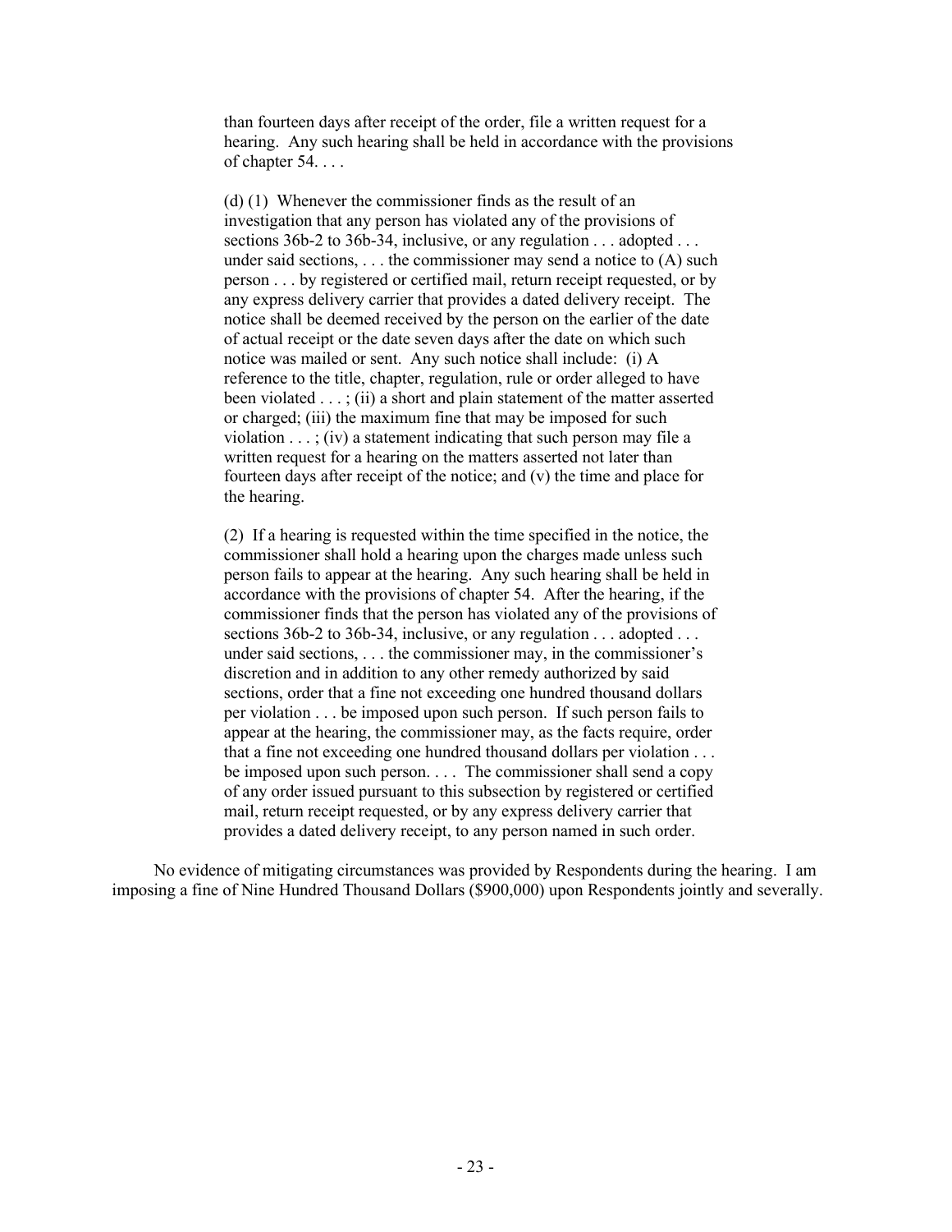> than fourteen days after receipt of the order, file a written request for a hearing. Any such hearing shall be held in accordance with the provisions of chapter 54. . . .
>
> (d) (1) Whenever the commissioner finds as the result of an investigation that any person has violated any of the provisions of sections 36b-2 to 36b-34, inclusive, or any regulation . . . adopted . . . under said sections, . . . the commissioner may send a notice to (A) such person . . . by registered or certified mail, return receipt requested, or by any express delivery carrier that provides a dated delivery receipt. The notice shall be deemed received by the person on the earlier of the date of actual receipt or the date seven days after the date on which such notice was mailed or sent. Any such notice shall include: (i) A reference to the title, chapter, regulation, rule or order alleged to have been violated . . . ; (ii) a short and plain statement of the matter asserted or charged; (iii) the maximum fine that may be imposed for such violation . . . ; (iv) a statement indicating that such person may file a written request for a hearing on the matters asserted not later than fourteen days after receipt of the notice; and (v) the time and place for the hearing.
>
> (2) If a hearing is requested within the time specified in the notice, the commissioner shall hold a hearing upon the charges made unless such person fails to appear at the hearing. Any such hearing shall be held in accordance with the provisions of chapter 54. After the hearing, if the commissioner finds that the person has violated any of the provisions of sections 36b-2 to 36b-34, inclusive, or any regulation . . . adopted . . . under said sections, . . . the commissioner may, in the commissioner's discretion and in addition to any other remedy authorized by said sections, order that a fine not exceeding one hundred thousand dollars per violation . . . be imposed upon such person. If such person fails to appear at the hearing, the commissioner may, as the facts require, order that a fine not exceeding one hundred thousand dollars per violation . . . be imposed upon such person. . . . The commissioner shall send a copy of any order issued pursuant to this subsection by registered or certified mail, return receipt requested, or by any express delivery carrier that provides a dated delivery receipt, to any person named in such order.

No evidence of mitigating circumstances was provided by Respondents during the hearing. I am imposing a fine of Nine Hundred Thousand Dollars ($900,000) upon Respondents jointly and severally.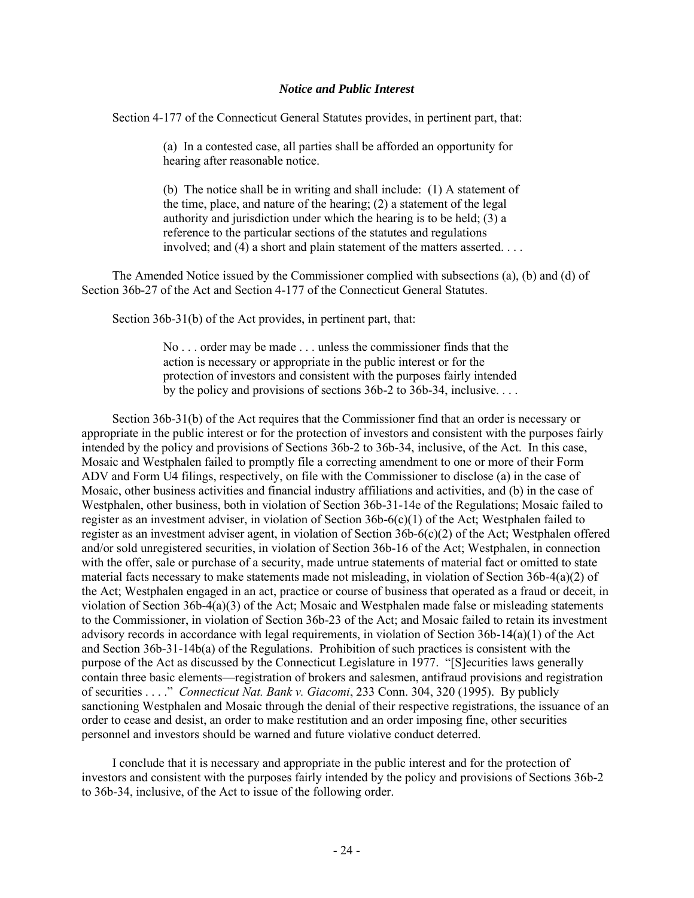### *Notice and Public Interest*

Section 4-177 of the Connecticut General Statutes provides, in pertinent part, that:

> (a) In a contested case, all parties shall be afforded an opportunity for hearing after reasonable notice.
>
> (b) The notice shall be in writing and shall include: (1) A statement of the time, place, and nature of the hearing; (2) a statement of the legal authority and jurisdiction under which the hearing is to be held; (3) a reference to the particular sections of the statutes and regulations involved; and (4) a short and plain statement of the matters asserted. . . .

The Amended Notice issued by the Commissioner complied with subsections (a), (b) and (d) of Section 36b-27 of the Act and Section 4-177 of the Connecticut General Statutes.

Section 36b-31(b) of the Act provides, in pertinent part, that:

> No . . . order may be made . . . unless the commissioner finds that the action is necessary or appropriate in the public interest or for the protection of investors and consistent with the purposes fairly intended by the policy and provisions of sections 36b-2 to 36b-34, inclusive. . . .

Section 36b-31(b) of the Act requires that the Commissioner find that an order is necessary or appropriate in the public interest or for the protection of investors and consistent with the purposes fairly intended by the policy and provisions of Sections 36b-2 to 36b-34, inclusive, of the Act. In this case, Mosaic and Westphalen failed to promptly file a correcting amendment to one or more of their Form ADV and Form U4 filings, respectively, on file with the Commissioner to disclose (a) in the case of Mosaic, other business activities and financial industry affiliations and activities, and (b) in the case of Westphalen, other business, both in violation of Section 36b-31-14e of the Regulations; Mosaic failed to register as an investment adviser, in violation of Section 36b-6(c)(1) of the Act; Westphalen failed to register as an investment adviser agent, in violation of Section 36b-6(c)(2) of the Act; Westphalen offered and/or sold unregistered securities, in violation of Section 36b-16 of the Act; Westphalen, in connection with the offer, sale or purchase of a security, made untrue statements of material fact or omitted to state material facts necessary to make statements made not misleading, in violation of Section 36b-4(a)(2) of the Act; Westphalen engaged in an act, practice or course of business that operated as a fraud or deceit, in violation of Section 36b-4(a)(3) of the Act; Mosaic and Westphalen made false or misleading statements to the Commissioner, in violation of Section 36b-23 of the Act; and Mosaic failed to retain its investment advisory records in accordance with legal requirements, in violation of Section 36b-14(a)(1) of the Act and Section 36b-31-14b(a) of the Regulations. Prohibition of such practices is consistent with the purpose of the Act as discussed by the Connecticut Legislature in 1977. "[S]ecurities laws generally contain three basic elements—registration of brokers and salesmen, antifraud provisions and registration of securities . . . ." *Connecticut Nat. Bank v. Giacomi*, 233 Conn. 304, 320 (1995). By publicly sanctioning Westphalen and Mosaic through the denial of their respective registrations, the issuance of an order to cease and desist, an order to make restitution and an order imposing fine, other securities personnel and investors should be warned and future violative conduct deterred.

I conclude that it is necessary and appropriate in the public interest and for the protection of investors and consistent with the purposes fairly intended by the policy and provisions of Sections 36b-2 to 36b-34, inclusive, of the Act to issue of the following order.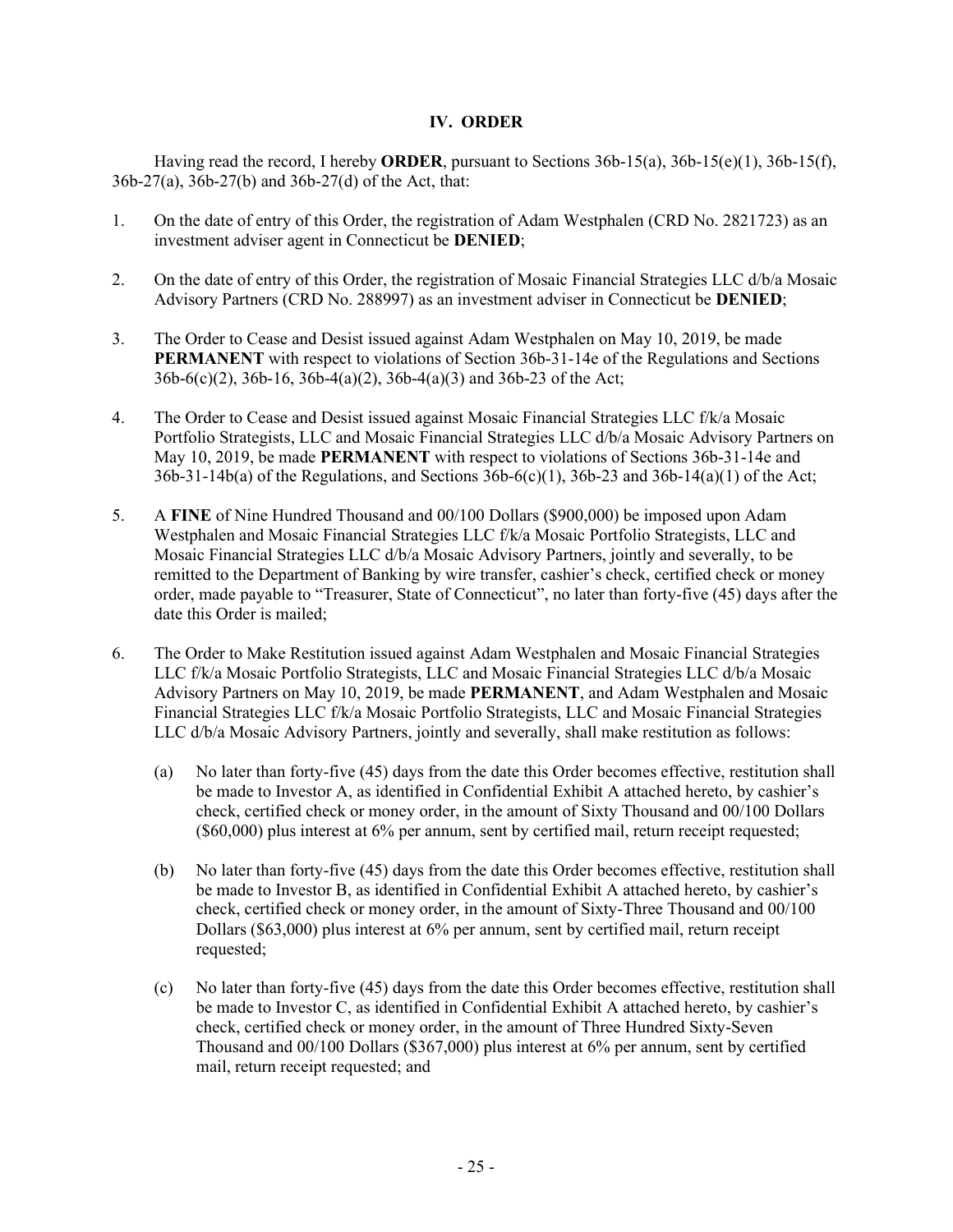## IV. ORDER

Having read the record, I hereby **ORDER**, pursuant to Sections 36b-15(a), 36b-15(e)(1), 36b-15(f), 36b-27(a), 36b-27(b) and 36b-27(d) of the Act, that:

1. On the date of entry of this Order, the registration of Adam Westphalen (CRD No. 2821723) as an investment adviser agent in Connecticut be **DENIED**;

2. On the date of entry of this Order, the registration of Mosaic Financial Strategies LLC d/b/a Mosaic Advisory Partners (CRD No. 288997) as an investment adviser in Connecticut be **DENIED**;

3. The Order to Cease and Desist issued against Adam Westphalen on May 10, 2019, be made **PERMANENT** with respect to violations of Section 36b-31-14e of the Regulations and Sections 36b-6(c)(2), 36b-16, 36b-4(a)(2), 36b-4(a)(3) and 36b-23 of the Act;

4. The Order to Cease and Desist issued against Mosaic Financial Strategies LLC f/k/a Mosaic Portfolio Strategists, LLC and Mosaic Financial Strategies LLC d/b/a Mosaic Advisory Partners on May 10, 2019, be made **PERMANENT** with respect to violations of Sections 36b-31-14e and 36b-31-14b(a) of the Regulations, and Sections 36b-6(c)(1), 36b-23 and 36b-14(a)(1) of the Act;

5. A **FINE** of Nine Hundred Thousand and 00/100 Dollars ($900,000) be imposed upon Adam Westphalen and Mosaic Financial Strategies LLC f/k/a Mosaic Portfolio Strategists, LLC and Mosaic Financial Strategies LLC d/b/a Mosaic Advisory Partners, jointly and severally, to be remitted to the Department of Banking by wire transfer, cashier's check, certified check or money order, made payable to "Treasurer, State of Connecticut", no later than forty-five (45) days after the date this Order is mailed;

6. The Order to Make Restitution issued against Adam Westphalen and Mosaic Financial Strategies LLC f/k/a Mosaic Portfolio Strategists, LLC and Mosaic Financial Strategies LLC d/b/a Mosaic Advisory Partners on May 10, 2019, be made **PERMANENT**, and Adam Westphalen and Mosaic Financial Strategies LLC f/k/a Mosaic Portfolio Strategists, LLC and Mosaic Financial Strategies LLC d/b/a Mosaic Advisory Partners, jointly and severally, shall make restitution as follows:

   (a) No later than forty-five (45) days from the date this Order becomes effective, restitution shall be made to Investor A, as identified in Confidential Exhibit A attached hereto, by cashier's check, certified check or money order, in the amount of Sixty Thousand and 00/100 Dollars ($60,000) plus interest at 6% per annum, sent by certified mail, return receipt requested;

   (b) No later than forty-five (45) days from the date this Order becomes effective, restitution shall be made to Investor B, as identified in Confidential Exhibit A attached hereto, by cashier's check, certified check or money order, in the amount of Sixty-Three Thousand and 00/100 Dollars ($63,000) plus interest at 6% per annum, sent by certified mail, return receipt requested;

   (c) No later than forty-five (45) days from the date this Order becomes effective, restitution shall be made to Investor C, as identified in Confidential Exhibit A attached hereto, by cashier's check, certified check or money order, in the amount of Three Hundred Sixty-Seven Thousand and 00/100 Dollars ($367,000) plus interest at 6% per annum, sent by certified mail, return receipt requested; and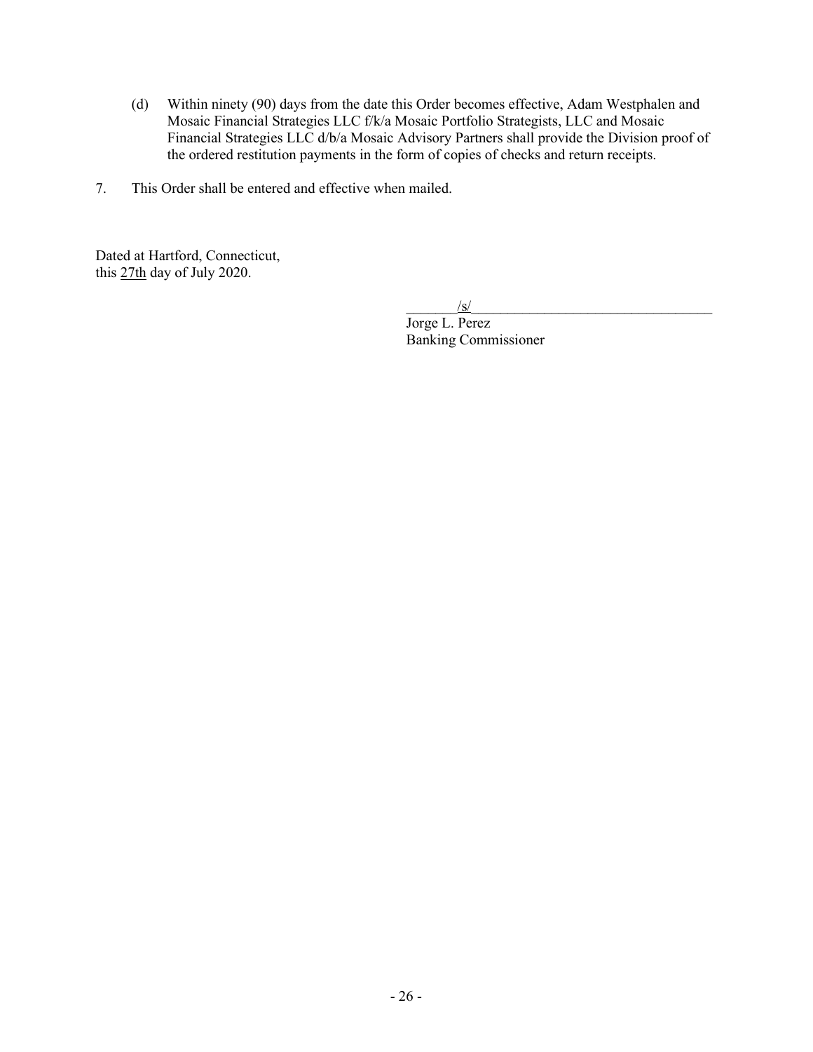(d) Within ninety (90) days from the date this Order becomes effective, Adam Westphalen and Mosaic Financial Strategies LLC f/k/a Mosaic Portfolio Strategists, LLC and Mosaic Financial Strategies LLC d/b/a Mosaic Advisory Partners shall provide the Division proof of the ordered restitution payments in the form of copies of checks and return receipts.

7. This Order shall be entered and effective when mailed.

Dated at Hartford, Connecticut,
this 27th day of July 2020.

/s/
Jorge L. Perez
Banking Commissioner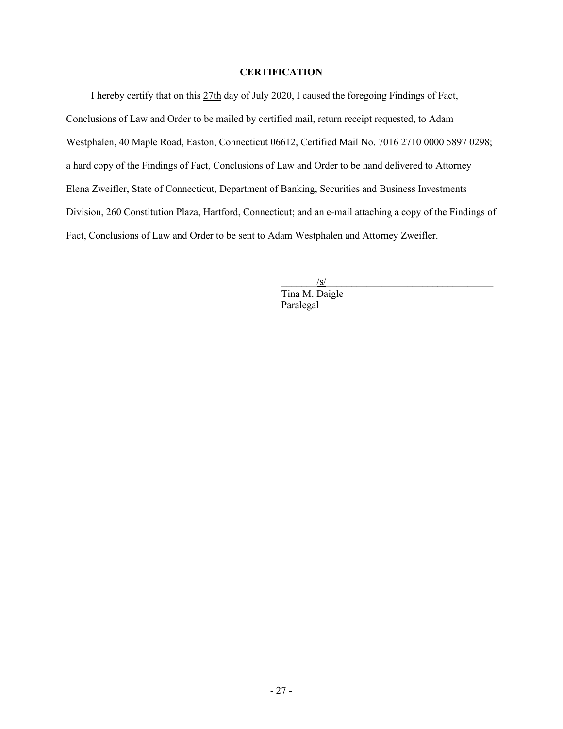**CERTIFICATION**

I hereby certify that on this 27th day of July 2020, I caused the foregoing Findings of Fact, Conclusions of Law and Order to be mailed by certified mail, return receipt requested, to Adam Westphalen, 40 Maple Road, Easton, Connecticut 06612, Certified Mail No. 7016 2710 0000 5897 0298; a hard copy of the Findings of Fact, Conclusions of Law and Order to be hand delivered to Attorney Elena Zweifler, State of Connecticut, Department of Banking, Securities and Business Investments Division, 260 Constitution Plaza, Hartford, Connecticut; and an e-mail attaching a copy of the Findings of Fact, Conclusions of Law and Order to be sent to Adam Westphalen and Attorney Zweifler.

/s/
Tina M. Daigle
Paralegal